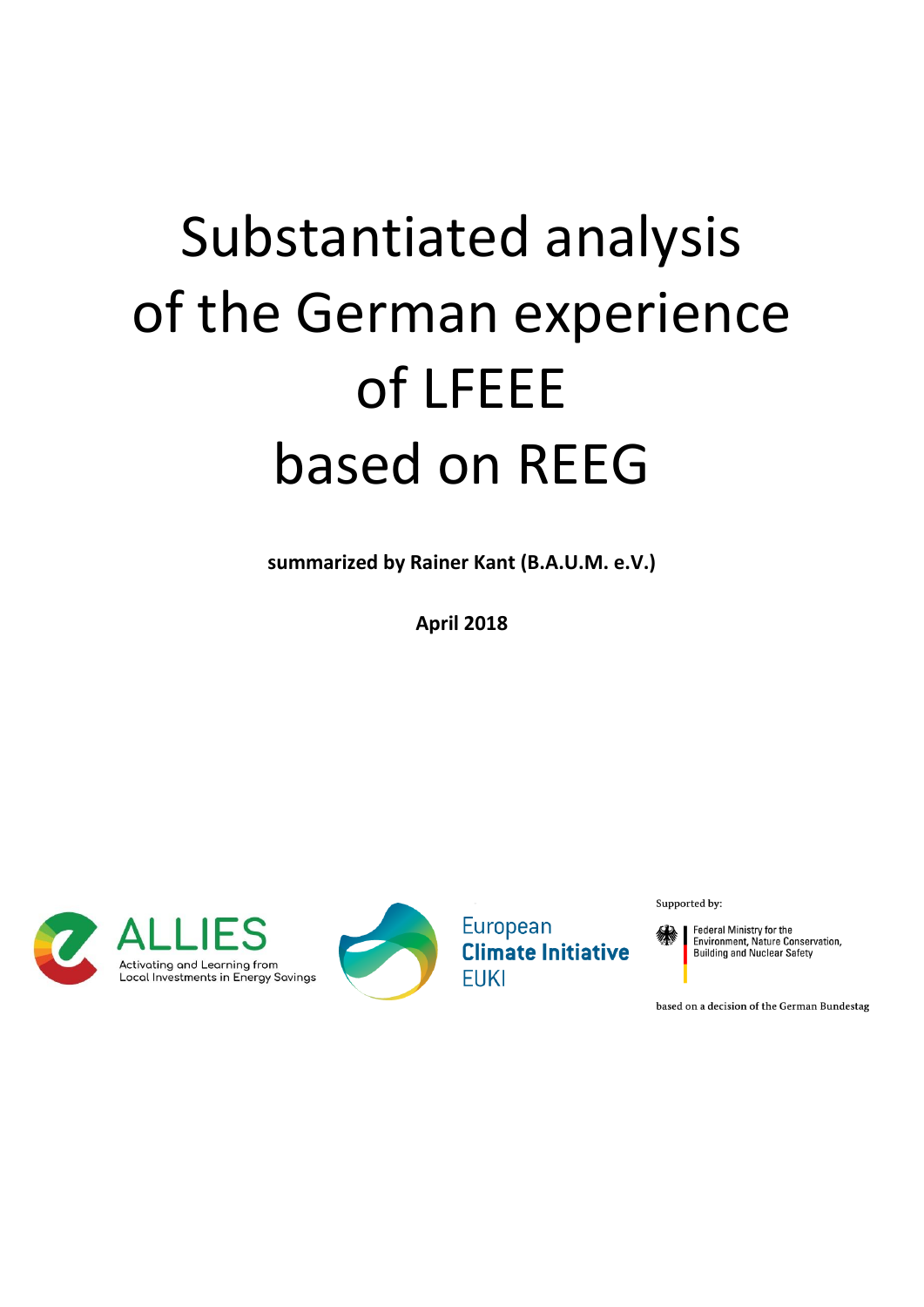# Substantiated analysis of the German experience of LFEEE based on REEG

**summarized by Rainer Kant (B.A.U.M. e.V.)**

**April 2018**

ALLIES
Activating and Learning from Local Investments in Energy Savings

European **Climate Initiative** EUKI

Supported by:

Federal Ministry for the Environment, Nature Conservation, Building and Nuclear Safety

based on a decision of the German Bundestag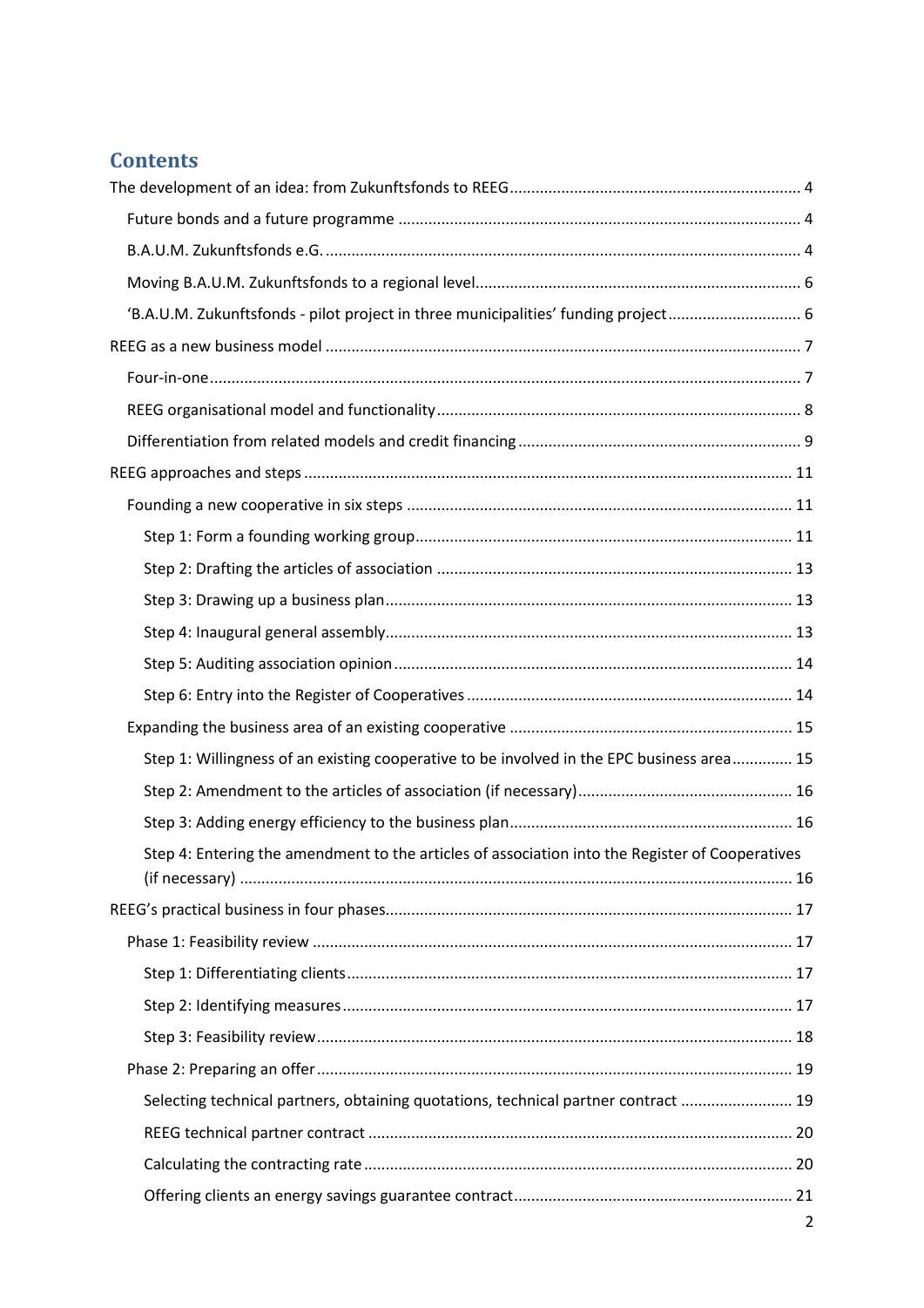# Contents

The development of an idea: from Zukunftsfonds to REEG ........ 4

- Future bonds and a future programme ........ 4
- B.A.U.M. Zukunftsfonds e.G. ........ 4
- Moving B.A.U.M. Zukunftsfonds to a regional level ........ 6
- 'B.A.U.M. Zukunftsfonds - pilot project in three municipalities' funding project ........ 6

REEG as a new business model ........ 7

- Four-in-one ........ 7
- REEG organisational model and functionality ........ 8
- Differentiation from related models and credit financing ........ 9

REEG approaches and steps ........ 11

- Founding a new cooperative in six steps ........ 11
  - Step 1: Form a founding working group ........ 11
  - Step 2: Drafting the articles of association ........ 13
  - Step 3: Drawing up a business plan ........ 13
  - Step 4: Inaugural general assembly ........ 13
  - Step 5: Auditing association opinion ........ 14
  - Step 6: Entry into the Register of Cooperatives ........ 14
- Expanding the business area of an existing cooperative ........ 15
  - Step 1: Willingness of an existing cooperative to be involved in the EPC business area ........ 15
  - Step 2: Amendment to the articles of association (if necessary) ........ 16
  - Step 3: Adding energy efficiency to the business plan ........ 16
  - Step 4: Entering the amendment to the articles of association into the Register of Cooperatives (if necessary) ........ 16

REEG's practical business in four phases ........ 17

- Phase 1: Feasibility review ........ 17
  - Step 1: Differentiating clients ........ 17
  - Step 2: Identifying measures ........ 17
  - Step 3: Feasibility review ........ 18
- Phase 2: Preparing an offer ........ 19
  - Selecting technical partners, obtaining quotations, technical partner contract ........ 19
  - REEG technical partner contract ........ 20
  - Calculating the contracting rate ........ 20
  - Offering clients an energy savings guarantee contract ........ 21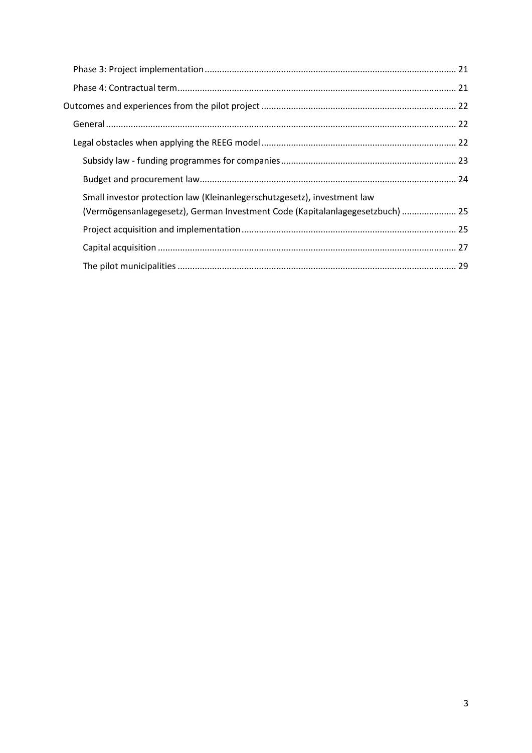- Phase 3: Project implementation ..................... 21
- Phase 4: Contractual term ..................... 21

Outcomes and experiences from the pilot project ..................... 22

- General ..................... 22
- Legal obstacles when applying the REEG model ..................... 22
  - Subsidy law - funding programmes for companies ..................... 23
  - Budget and procurement law ..................... 24
  - Small investor protection law (Kleinanlegerschutzgesetz), investment law (Vermögensanlagegesetz), German Investment Code (Kapitalanlagegesetzbuch) ..................... 25
  - Project acquisition and implementation ..................... 25
  - Capital acquisition ..................... 27
  - The pilot municipalities ..................... 29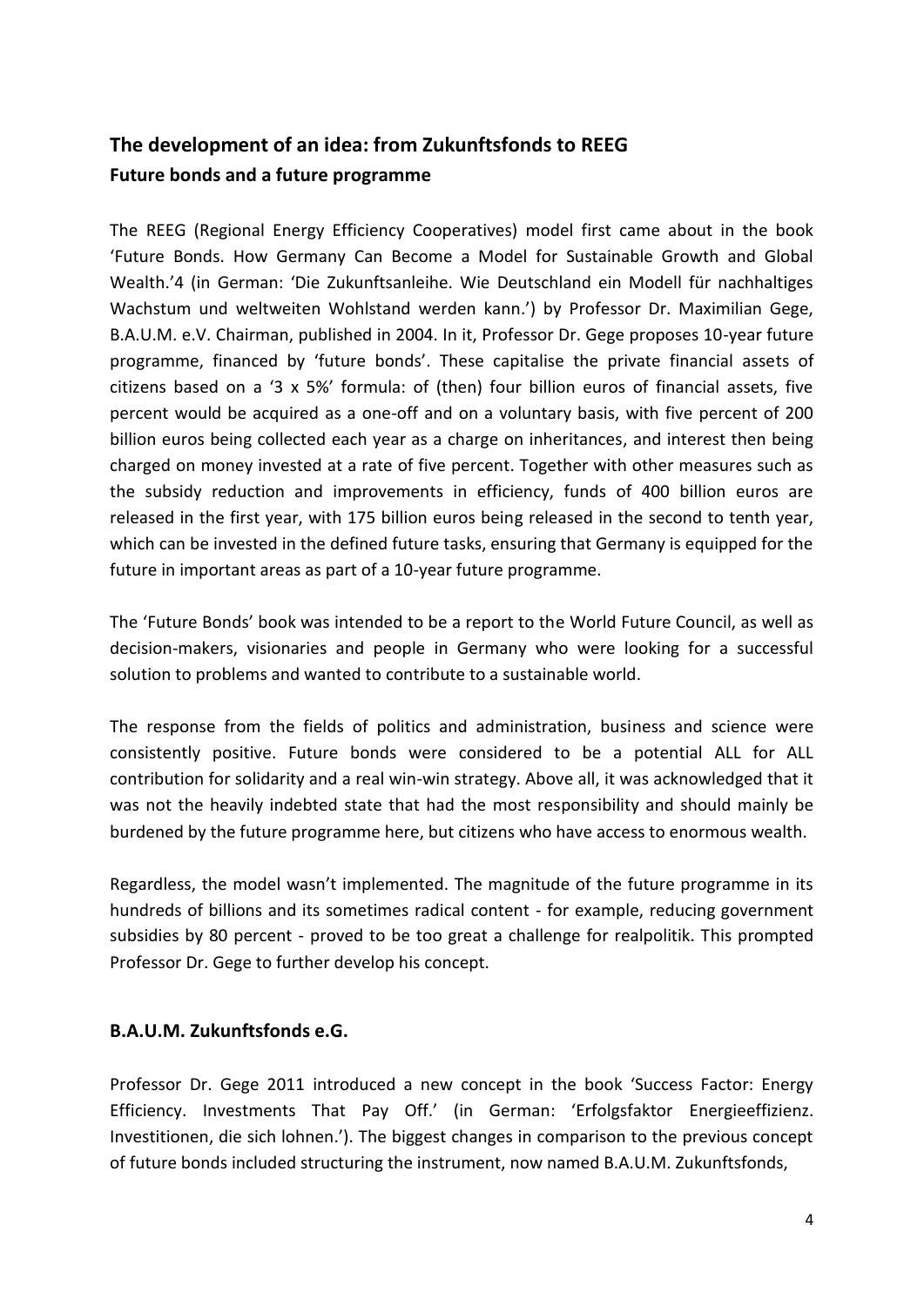## The development of an idea: from Zukunftsfonds to REEG

### Future bonds and a future programme

The REEG (Regional Energy Efficiency Cooperatives) model first came about in the book 'Future Bonds. How Germany Can Become a Model for Sustainable Growth and Global Wealth.'[4] (in German: 'Die Zukunftsanleihe. Wie Deutschland ein Modell für nachhaltiges Wachstum und weltweiten Wohlstand werden kann.') by Professor Dr. Maximilian Gege, B.A.U.M. e.V. Chairman, published in 2004. In it, Professor Dr. Gege proposes 10-year future programme, financed by 'future bonds'. These capitalise the private financial assets of citizens based on a '3 x 5%' formula: of (then) four billion euros of financial assets, five percent would be acquired as a one-off and on a voluntary basis, with five percent of 200 billion euros being collected each year as a charge on inheritances, and interest then being charged on money invested at a rate of five percent. Together with other measures such as the subsidy reduction and improvements in efficiency, funds of 400 billion euros are released in the first year, with 175 billion euros being released in the second to tenth year, which can be invested in the defined future tasks, ensuring that Germany is equipped for the future in important areas as part of a 10-year future programme.

The 'Future Bonds' book was intended to be a report to the World Future Council, as well as decision-makers, visionaries and people in Germany who were looking for a successful solution to problems and wanted to contribute to a sustainable world.

The response from the fields of politics and administration, business and science were consistently positive. Future bonds were considered to be a potential ALL for ALL contribution for solidarity and a real win-win strategy. Above all, it was acknowledged that it was not the heavily indebted state that had the most responsibility and should mainly be burdened by the future programme here, but citizens who have access to enormous wealth.

Regardless, the model wasn't implemented. The magnitude of the future programme in its hundreds of billions and its sometimes radical content - for example, reducing government subsidies by 80 percent - proved to be too great a challenge for realpolitik. This prompted Professor Dr. Gege to further develop his concept.

### B.A.U.M. Zukunftsfonds e.G.

Professor Dr. Gege 2011 introduced a new concept in the book 'Success Factor: Energy Efficiency. Investments That Pay Off.' (in German: 'Erfolgsfaktor Energieeffizienz. Investitionen, die sich lohnen.'). The biggest changes in comparison to the previous concept of future bonds included structuring the instrument, now named B.A.U.M. Zukunftsfonds,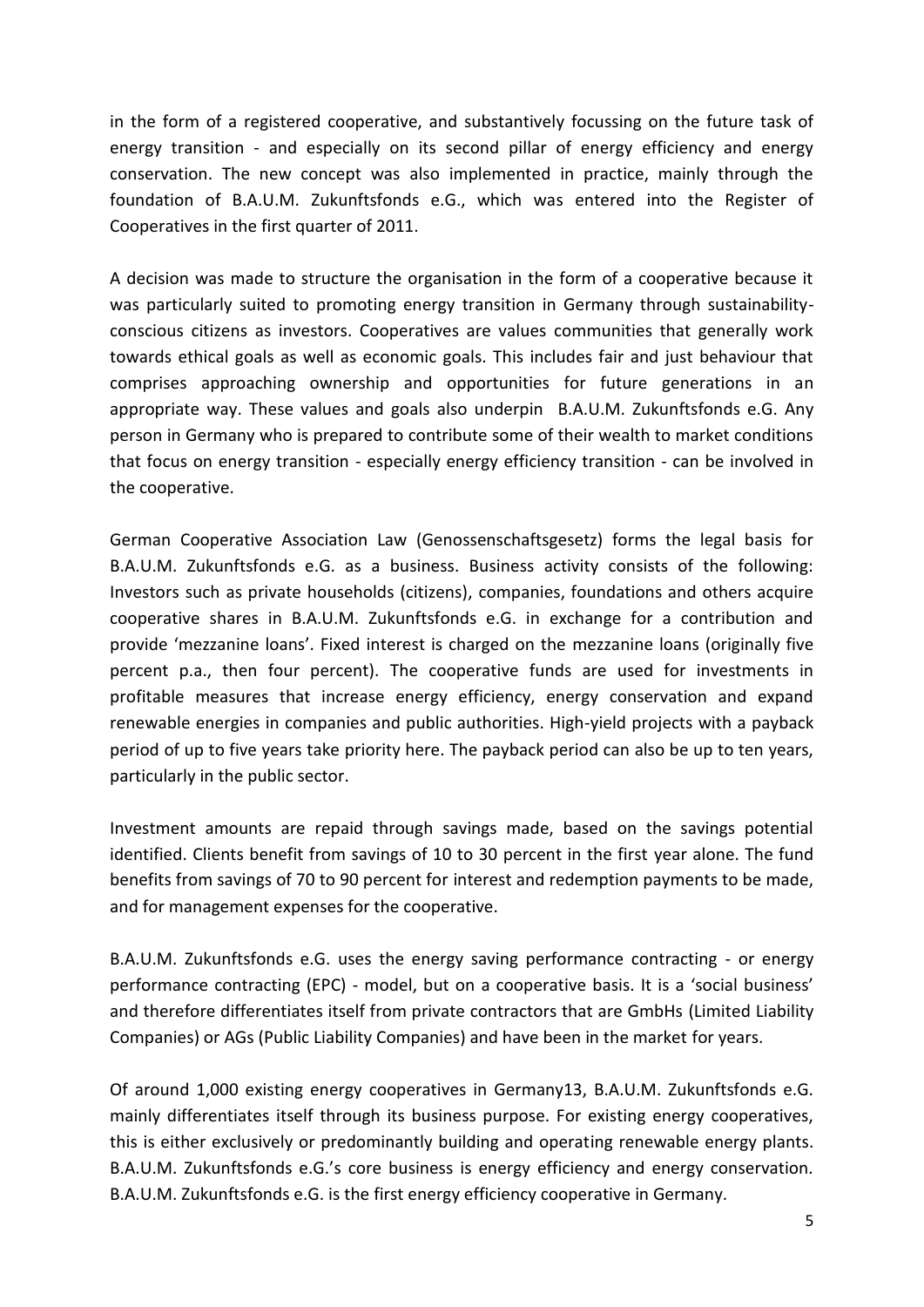in the form of a registered cooperative, and substantively focussing on the future task of energy transition - and especially on its second pillar of energy efficiency and energy conservation. The new concept was also implemented in practice, mainly through the foundation of B.A.U.M. Zukunftsfonds e.G., which was entered into the Register of Cooperatives in the first quarter of 2011.

A decision was made to structure the organisation in the form of a cooperative because it was particularly suited to promoting energy transition in Germany through sustainability-conscious citizens as investors. Cooperatives are values communities that generally work towards ethical goals as well as economic goals. This includes fair and just behaviour that comprises approaching ownership and opportunities for future generations in an appropriate way. These values and goals also underpin B.A.U.M. Zukunftsfonds e.G. Any person in Germany who is prepared to contribute some of their wealth to market conditions that focus on energy transition - especially energy efficiency transition - can be involved in the cooperative.

German Cooperative Association Law (Genossenschaftsgesetz) forms the legal basis for B.A.U.M. Zukunftsfonds e.G. as a business. Business activity consists of the following: Investors such as private households (citizens), companies, foundations and others acquire cooperative shares in B.A.U.M. Zukunftsfonds e.G. in exchange for a contribution and provide 'mezzanine loans'. Fixed interest is charged on the mezzanine loans (originally five percent p.a., then four percent). The cooperative funds are used for investments in profitable measures that increase energy efficiency, energy conservation and expand renewable energies in companies and public authorities. High-yield projects with a payback period of up to five years take priority here. The payback period can also be up to ten years, particularly in the public sector.

Investment amounts are repaid through savings made, based on the savings potential identified. Clients benefit from savings of 10 to 30 percent in the first year alone. The fund benefits from savings of 70 to 90 percent for interest and redemption payments to be made, and for management expenses for the cooperative.

B.A.U.M. Zukunftsfonds e.G. uses the energy saving performance contracting - or energy performance contracting (EPC) - model, but on a cooperative basis. It is a 'social business' and therefore differentiates itself from private contractors that are GmbHs (Limited Liability Companies) or AGs (Public Liability Companies) and have been in the market for years.

Of around 1,000 existing energy cooperatives in Germany[13], B.A.U.M. Zukunftsfonds e.G. mainly differentiates itself through its business purpose. For existing energy cooperatives, this is either exclusively or predominantly building and operating renewable energy plants. B.A.U.M. Zukunftsfonds e.G.'s core business is energy efficiency and energy conservation. B.A.U.M. Zukunftsfonds e.G. is the first energy efficiency cooperative in Germany.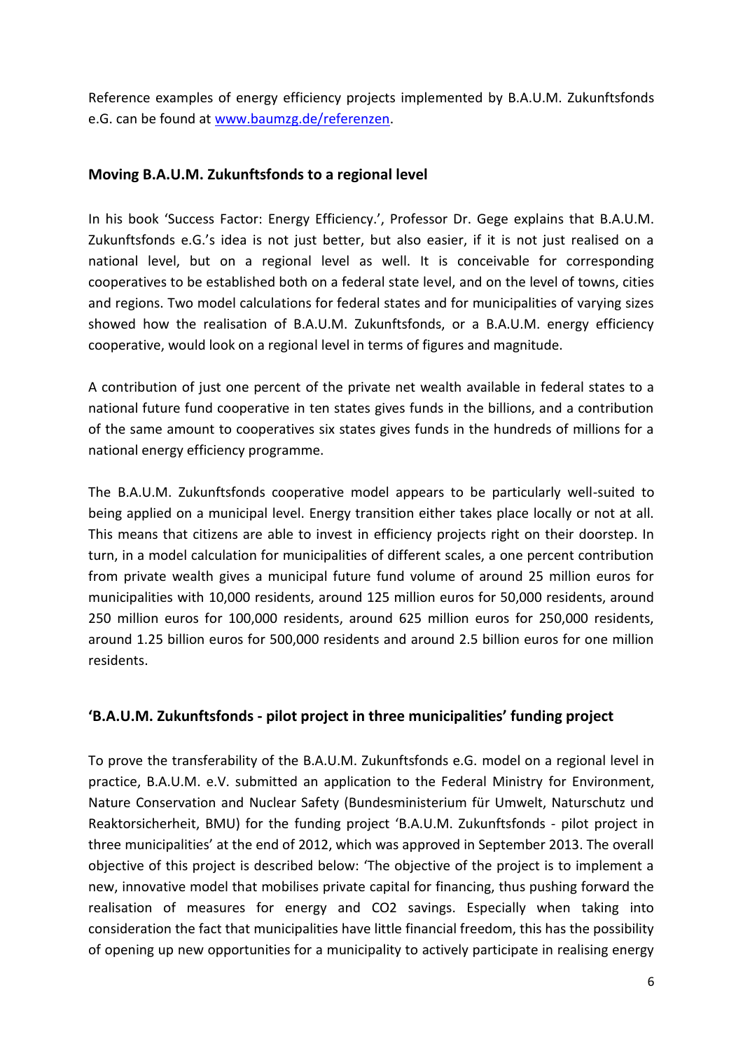Reference examples of energy efficiency projects implemented by B.A.U.M. Zukunftsfonds e.G. can be found at [www.baumzg.de/referenzen](http://www.baumzg.de/referenzen).

## Moving B.A.U.M. Zukunftsfonds to a regional level

In his book 'Success Factor: Energy Efficiency.', Professor Dr. Gege explains that B.A.U.M. Zukunftsfonds e.G.'s idea is not just better, but also easier, if it is not just realised on a national level, but on a regional level as well. It is conceivable for corresponding cooperatives to be established both on a federal state level, and on the level of towns, cities and regions. Two model calculations for federal states and for municipalities of varying sizes showed how the realisation of B.A.U.M. Zukunftsfonds, or a B.A.U.M. energy efficiency cooperative, would look on a regional level in terms of figures and magnitude.

A contribution of just one percent of the private net wealth available in federal states to a national future fund cooperative in ten states gives funds in the billions, and a contribution of the same amount to cooperatives six states gives funds in the hundreds of millions for a national energy efficiency programme.

The B.A.U.M. Zukunftsfonds cooperative model appears to be particularly well-suited to being applied on a municipal level. Energy transition either takes place locally or not at all. This means that citizens are able to invest in efficiency projects right on their doorstep. In turn, in a model calculation for municipalities of different scales, a one percent contribution from private wealth gives a municipal future fund volume of around 25 million euros for municipalities with 10,000 residents, around 125 million euros for 50,000 residents, around 250 million euros for 100,000 residents, around 625 million euros for 250,000 residents, around 1.25 billion euros for 500,000 residents and around 2.5 billion euros for one million residents.

## 'B.A.U.M. Zukunftsfonds - pilot project in three municipalities' funding project

To prove the transferability of the B.A.U.M. Zukunftsfonds e.G. model on a regional level in practice, B.A.U.M. e.V. submitted an application to the Federal Ministry for Environment, Nature Conservation and Nuclear Safety (Bundesministerium für Umwelt, Naturschutz und Reaktorsicherheit, BMU) for the funding project 'B.A.U.M. Zukunftsfonds - pilot project in three municipalities' at the end of 2012, which was approved in September 2013. The overall objective of this project is described below: 'The objective of the project is to implement a new, innovative model that mobilises private capital for financing, thus pushing forward the realisation of measures for energy and $CO_2$ savings. Especially when taking into consideration the fact that municipalities have little financial freedom, this has the possibility of opening up new opportunities for a municipality to actively participate in realising energy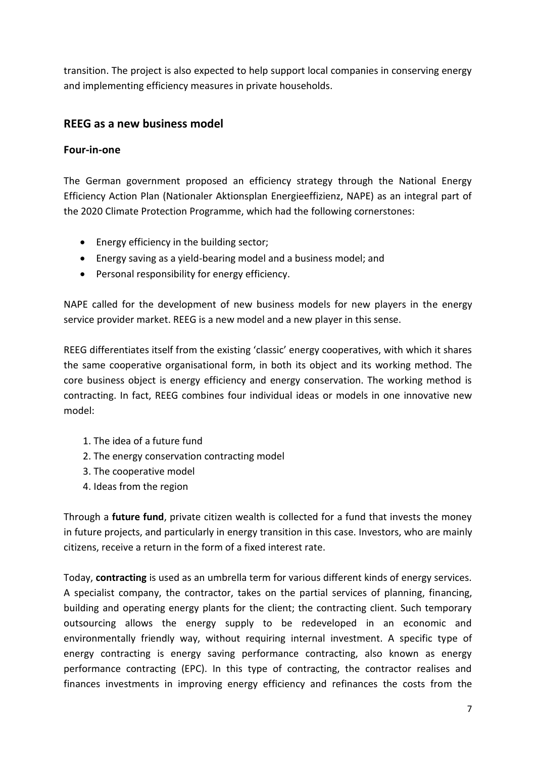transition. The project is also expected to help support local companies in conserving energy and implementing efficiency measures in private households.

## REEG as a new business model

### Four-in-one

The German government proposed an efficiency strategy through the National Energy Efficiency Action Plan (Nationaler Aktionsplan Energieeffizienz, NAPE) as an integral part of the 2020 Climate Protection Programme, which had the following cornerstones:

- Energy efficiency in the building sector;
- Energy saving as a yield-bearing model and a business model; and
- Personal responsibility for energy efficiency.

NAPE called for the development of new business models for new players in the energy service provider market. REEG is a new model and a new player in this sense.

REEG differentiates itself from the existing 'classic' energy cooperatives, with which it shares the same cooperative organisational form, in both its object and its working method. The core business object is energy efficiency and energy conservation. The working method is contracting. In fact, REEG combines four individual ideas or models in one innovative new model:

1. The idea of a future fund
2. The energy conservation contracting model
3. The cooperative model
4. Ideas from the region

Through a **future fund**, private citizen wealth is collected for a fund that invests the money in future projects, and particularly in energy transition in this case. Investors, who are mainly citizens, receive a return in the form of a fixed interest rate.

Today, **contracting** is used as an umbrella term for various different kinds of energy services. A specialist company, the contractor, takes on the partial services of planning, financing, building and operating energy plants for the client; the contracting client. Such temporary outsourcing allows the energy supply to be redeveloped in an economic and environmentally friendly way, without requiring internal investment. A specific type of energy contracting is energy saving performance contracting, also known as energy performance contracting (EPC). In this type of contracting, the contractor realises and finances investments in improving energy efficiency and refinances the costs from the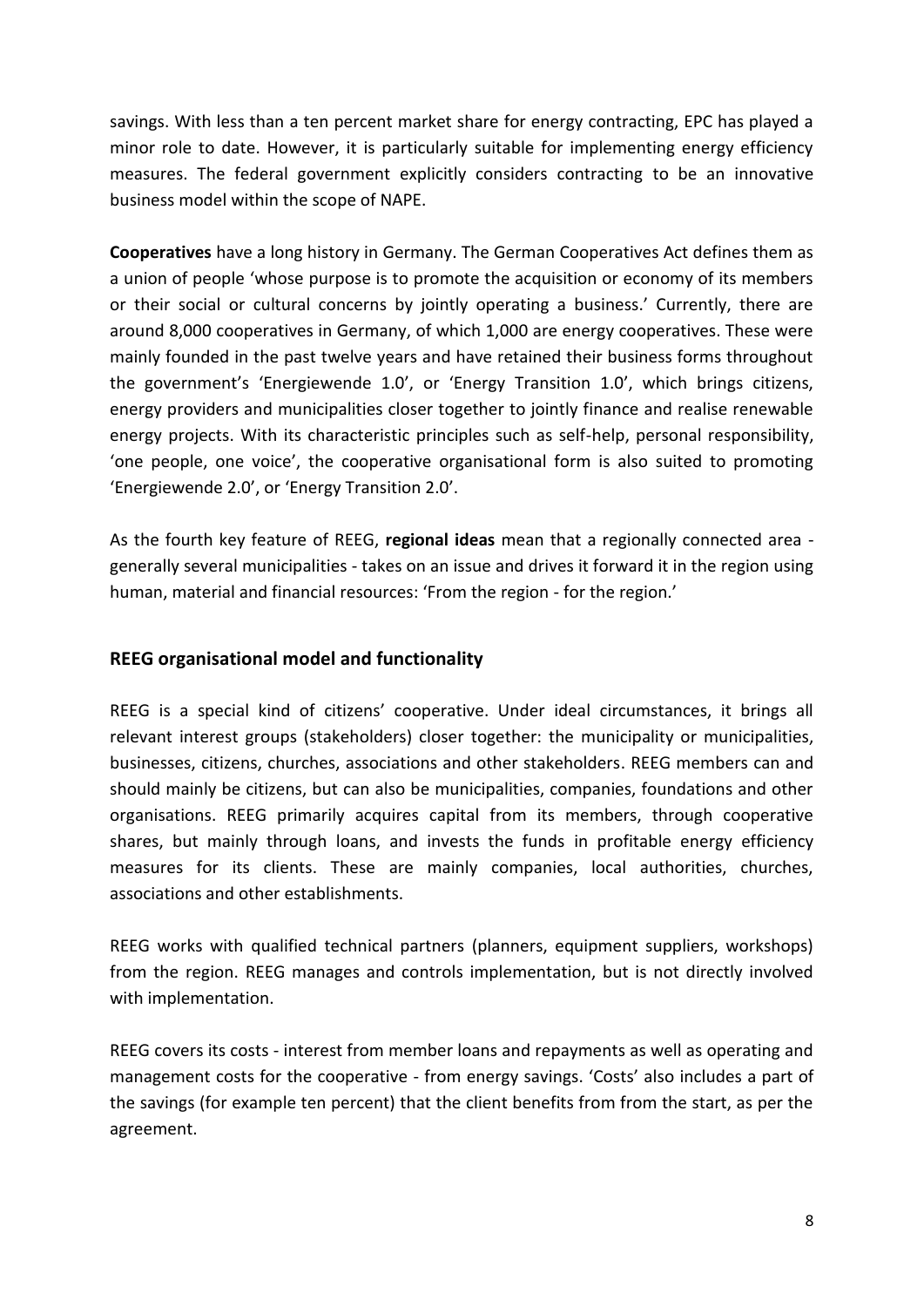savings. With less than a ten percent market share for energy contracting, EPC has played a minor role to date. However, it is particularly suitable for implementing energy efficiency measures. The federal government explicitly considers contracting to be an innovative business model within the scope of NAPE.

**Cooperatives** have a long history in Germany. The German Cooperatives Act defines them as a union of people 'whose purpose is to promote the acquisition or economy of its members or their social or cultural concerns by jointly operating a business.' Currently, there are around 8,000 cooperatives in Germany, of which 1,000 are energy cooperatives. These were mainly founded in the past twelve years and have retained their business forms throughout the government's 'Energiewende 1.0', or 'Energy Transition 1.0', which brings citizens, energy providers and municipalities closer together to jointly finance and realise renewable energy projects. With its characteristic principles such as self-help, personal responsibility, 'one people, one voice', the cooperative organisational form is also suited to promoting 'Energiewende 2.0', or 'Energy Transition 2.0'.

As the fourth key feature of REEG, **regional ideas** mean that a regionally connected area - generally several municipalities - takes on an issue and drives it forward it in the region using human, material and financial resources: 'From the region - for the region.'

## REEG organisational model and functionality

REEG is a special kind of citizens' cooperative. Under ideal circumstances, it brings all relevant interest groups (stakeholders) closer together: the municipality or municipalities, businesses, citizens, churches, associations and other stakeholders. REEG members can and should mainly be citizens, but can also be municipalities, companies, foundations and other organisations. REEG primarily acquires capital from its members, through cooperative shares, but mainly through loans, and invests the funds in profitable energy efficiency measures for its clients. These are mainly companies, local authorities, churches, associations and other establishments.

REEG works with qualified technical partners (planners, equipment suppliers, workshops) from the region. REEG manages and controls implementation, but is not directly involved with implementation.

REEG covers its costs - interest from member loans and repayments as well as operating and management costs for the cooperative - from energy savings. 'Costs' also includes a part of the savings (for example ten percent) that the client benefits from from the start, as per the agreement.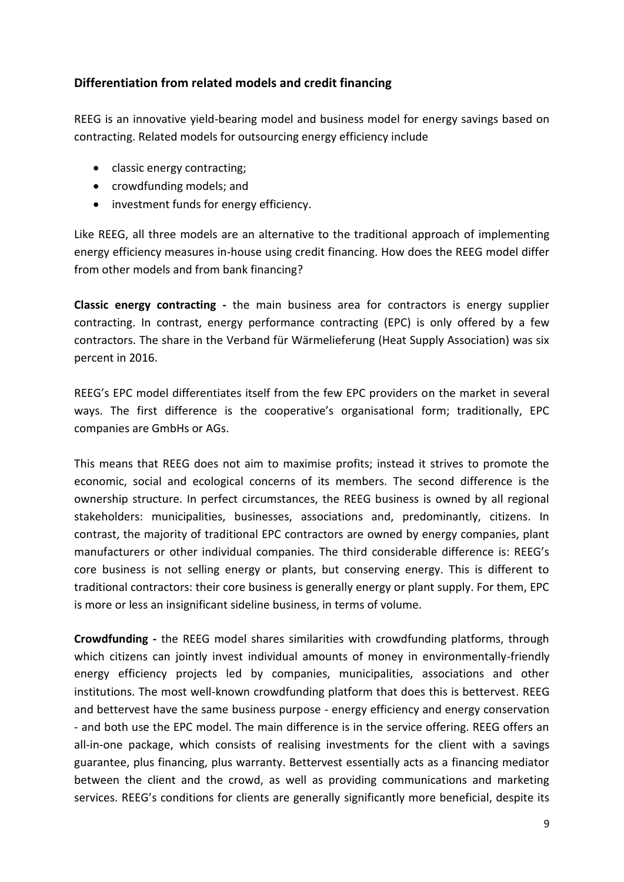## Differentiation from related models and credit financing

REEG is an innovative yield-bearing model and business model for energy savings based on contracting. Related models for outsourcing energy efficiency include

- classic energy contracting;
- crowdfunding models; and
- investment funds for energy efficiency.

Like REEG, all three models are an alternative to the traditional approach of implementing energy efficiency measures in-house using credit financing. How does the REEG model differ from other models and from bank financing?

**Classic energy contracting -** the main business area for contractors is energy supplier contracting. In contrast, energy performance contracting (EPC) is only offered by a few contractors. The share in the Verband für Wärmelieferung (Heat Supply Association) was six percent in 2016.

REEG's EPC model differentiates itself from the few EPC providers on the market in several ways. The first difference is the cooperative's organisational form; traditionally, EPC companies are GmbHs or AGs.

This means that REEG does not aim to maximise profits; instead it strives to promote the economic, social and ecological concerns of its members. The second difference is the ownership structure. In perfect circumstances, the REEG business is owned by all regional stakeholders: municipalities, businesses, associations and, predominantly, citizens. In contrast, the majority of traditional EPC contractors are owned by energy companies, plant manufacturers or other individual companies. The third considerable difference is: REEG's core business is not selling energy or plants, but conserving energy. This is different to traditional contractors: their core business is generally energy or plant supply. For them, EPC is more or less an insignificant sideline business, in terms of volume.

**Crowdfunding -** the REEG model shares similarities with crowdfunding platforms, through which citizens can jointly invest individual amounts of money in environmentally-friendly energy efficiency projects led by companies, municipalities, associations and other institutions. The most well-known crowdfunding platform that does this is bettervest. REEG and bettervest have the same business purpose - energy efficiency and energy conservation - and both use the EPC model. The main difference is in the service offering. REEG offers an all-in-one package, which consists of realising investments for the client with a savings guarantee, plus financing, plus warranty. Bettervest essentially acts as a financing mediator between the client and the crowd, as well as providing communications and marketing services. REEG's conditions for clients are generally significantly more beneficial, despite its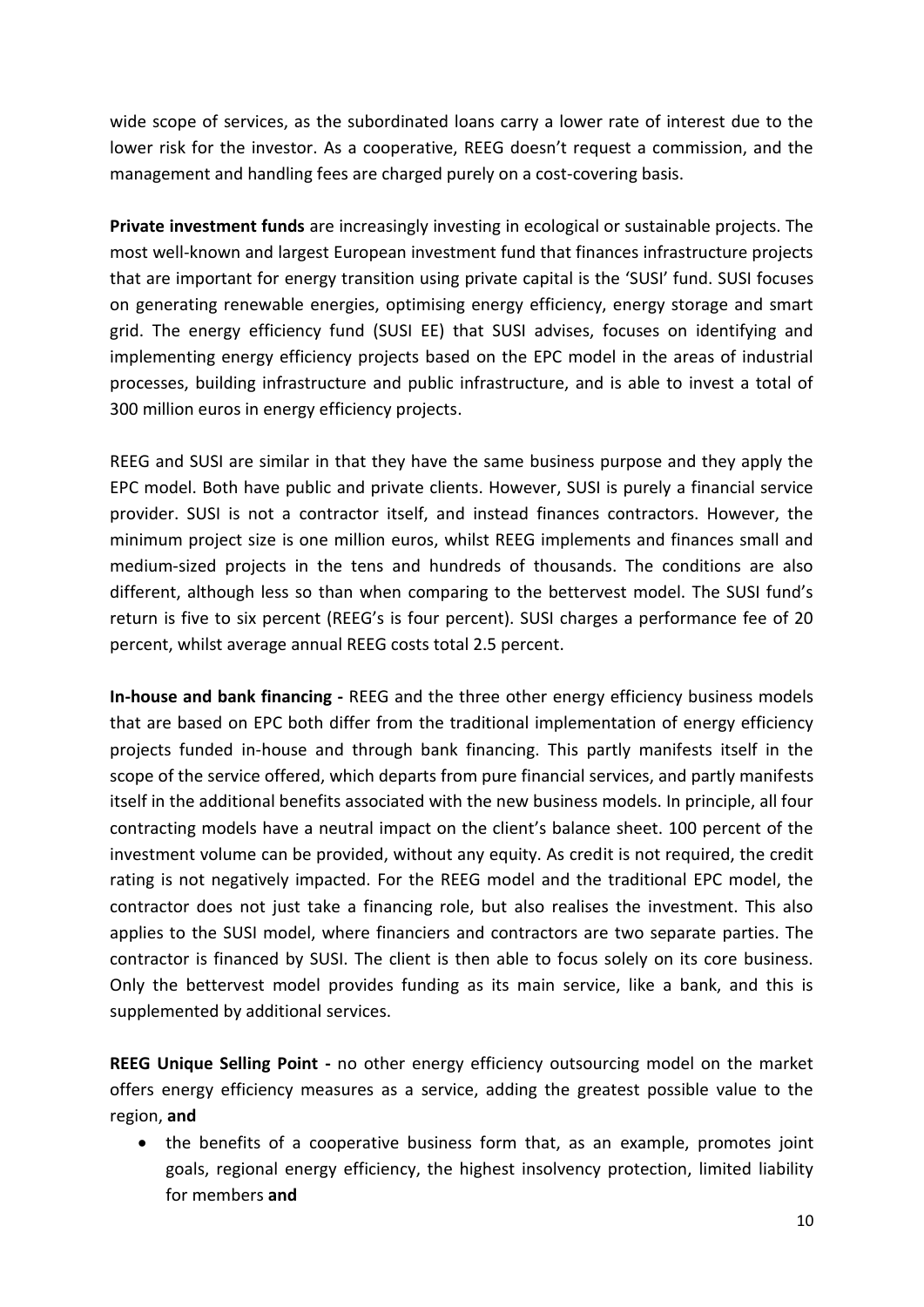wide scope of services, as the subordinated loans carry a lower rate of interest due to the lower risk for the investor. As a cooperative, REEG doesn't request a commission, and the management and handling fees are charged purely on a cost-covering basis.

**Private investment funds** are increasingly investing in ecological or sustainable projects. The most well-known and largest European investment fund that finances infrastructure projects that are important for energy transition using private capital is the 'SUSI' fund. SUSI focuses on generating renewable energies, optimising energy efficiency, energy storage and smart grid. The energy efficiency fund (SUSI EE) that SUSI advises, focuses on identifying and implementing energy efficiency projects based on the EPC model in the areas of industrial processes, building infrastructure and public infrastructure, and is able to invest a total of 300 million euros in energy efficiency projects.

REEG and SUSI are similar in that they have the same business purpose and they apply the EPC model. Both have public and private clients. However, SUSI is purely a financial service provider. SUSI is not a contractor itself, and instead finances contractors. However, the minimum project size is one million euros, whilst REEG implements and finances small and medium-sized projects in the tens and hundreds of thousands. The conditions are also different, although less so than when comparing to the bettervest model. The SUSI fund's return is five to six percent (REEG's is four percent). SUSI charges a performance fee of 20 percent, whilst average annual REEG costs total 2.5 percent.

**In-house and bank financing -** REEG and the three other energy efficiency business models that are based on EPC both differ from the traditional implementation of energy efficiency projects funded in-house and through bank financing. This partly manifests itself in the scope of the service offered, which departs from pure financial services, and partly manifests itself in the additional benefits associated with the new business models. In principle, all four contracting models have a neutral impact on the client's balance sheet. 100 percent of the investment volume can be provided, without any equity. As credit is not required, the credit rating is not negatively impacted. For the REEG model and the traditional EPC model, the contractor does not just take a financing role, but also realises the investment. This also applies to the SUSI model, where financiers and contractors are two separate parties. The contractor is financed by SUSI. The client is then able to focus solely on its core business. Only the bettervest model provides funding as its main service, like a bank, and this is supplemented by additional services.

**REEG Unique Selling Point -** no other energy efficiency outsourcing model on the market offers energy efficiency measures as a service, adding the greatest possible value to the region, **and**

- the benefits of a cooperative business form that, as an example, promotes joint goals, regional energy efficiency, the highest insolvency protection, limited liability for members **and**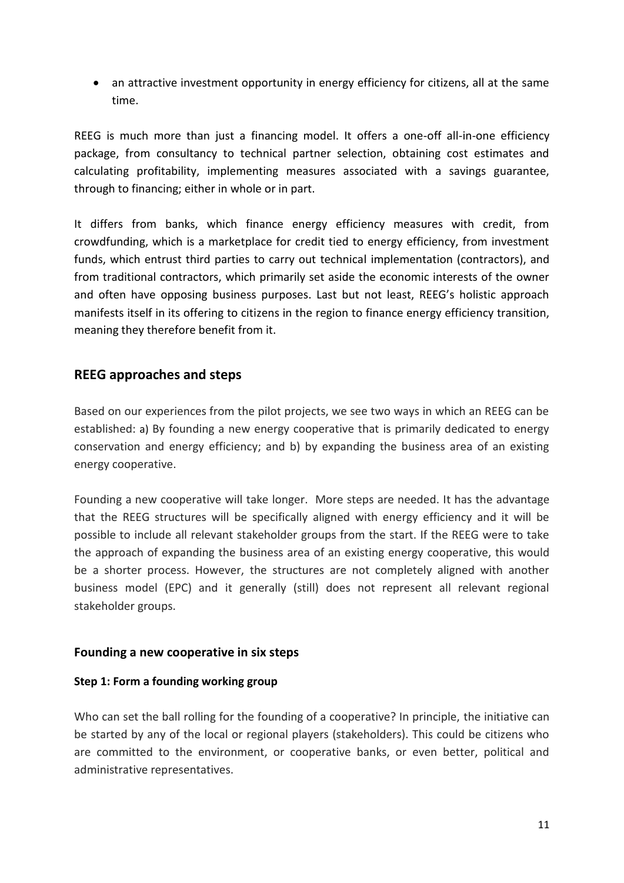- an attractive investment opportunity in energy efficiency for citizens, all at the same time.

REEG is much more than just a financing model. It offers a one-off all-in-one efficiency package, from consultancy to technical partner selection, obtaining cost estimates and calculating profitability, implementing measures associated with a savings guarantee, through to financing; either in whole or in part.

It differs from banks, which finance energy efficiency measures with credit, from crowdfunding, which is a marketplace for credit tied to energy efficiency, from investment funds, which entrust third parties to carry out technical implementation (contractors), and from traditional contractors, which primarily set aside the economic interests of the owner and often have opposing business purposes. Last but not least, REEG's holistic approach manifests itself in its offering to citizens in the region to finance energy efficiency transition, meaning they therefore benefit from it.

## REEG approaches and steps

Based on our experiences from the pilot projects, we see two ways in which an REEG can be established: a) By founding a new energy cooperative that is primarily dedicated to energy conservation and energy efficiency; and b) by expanding the business area of an existing energy cooperative.

Founding a new cooperative will take longer. More steps are needed. It has the advantage that the REEG structures will be specifically aligned with energy efficiency and it will be possible to include all relevant stakeholder groups from the start. If the REEG were to take the approach of expanding the business area of an existing energy cooperative, this would be a shorter process. However, the structures are not completely aligned with another business model (EPC) and it generally (still) does not represent all relevant regional stakeholder groups.

### Founding a new cooperative in six steps

#### Step 1: Form a founding working group

Who can set the ball rolling for the founding of a cooperative? In principle, the initiative can be started by any of the local or regional players (stakeholders). This could be citizens who are committed to the environment, or cooperative banks, or even better, political and administrative representatives.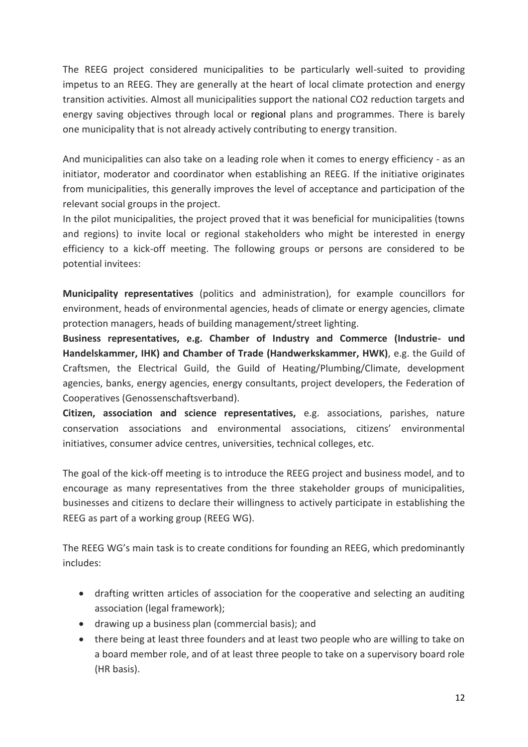The REEG project considered municipalities to be particularly well-suited to providing impetus to an REEG. They are generally at the heart of local climate protection and energy transition activities. Almost all municipalities support the national $CO_2$ reduction targets and energy saving objectives through local or regional plans and programmes. There is barely one municipality that is not already actively contributing to energy transition.

And municipalities can also take on a leading role when it comes to energy efficiency - as an initiator, moderator and coordinator when establishing an REEG. If the initiative originates from municipalities, this generally improves the level of acceptance and participation of the relevant social groups in the project.

In the pilot municipalities, the project proved that it was beneficial for municipalities (towns and regions) to invite local or regional stakeholders who might be interested in energy efficiency to a kick-off meeting. The following groups or persons are considered to be potential invitees:

**Municipality representatives** (politics and administration), for example councillors for environment, heads of environmental agencies, heads of climate or energy agencies, climate protection managers, heads of building management/street lighting.

**Business representatives, e.g. Chamber of Industry and Commerce (Industrie- und Handelskammer, IHK) and Chamber of Trade (Handwerkskammer, HWK)**, e.g. the Guild of Craftsmen, the Electrical Guild, the Guild of Heating/Plumbing/Climate, development agencies, banks, energy agencies, energy consultants, project developers, the Federation of Cooperatives (Genossenschaftsverband).

**Citizen, association and science representatives,** e.g. associations, parishes, nature conservation associations and environmental associations, citizens' environmental initiatives, consumer advice centres, universities, technical colleges, etc.

The goal of the kick-off meeting is to introduce the REEG project and business model, and to encourage as many representatives from the three stakeholder groups of municipalities, businesses and citizens to declare their willingness to actively participate in establishing the REEG as part of a working group (REEG WG).

The REEG WG's main task is to create conditions for founding an REEG, which predominantly includes:

- drafting written articles of association for the cooperative and selecting an auditing association (legal framework);
- drawing up a business plan (commercial basis); and
- there being at least three founders and at least two people who are willing to take on a board member role, and of at least three people to take on a supervisory board role (HR basis).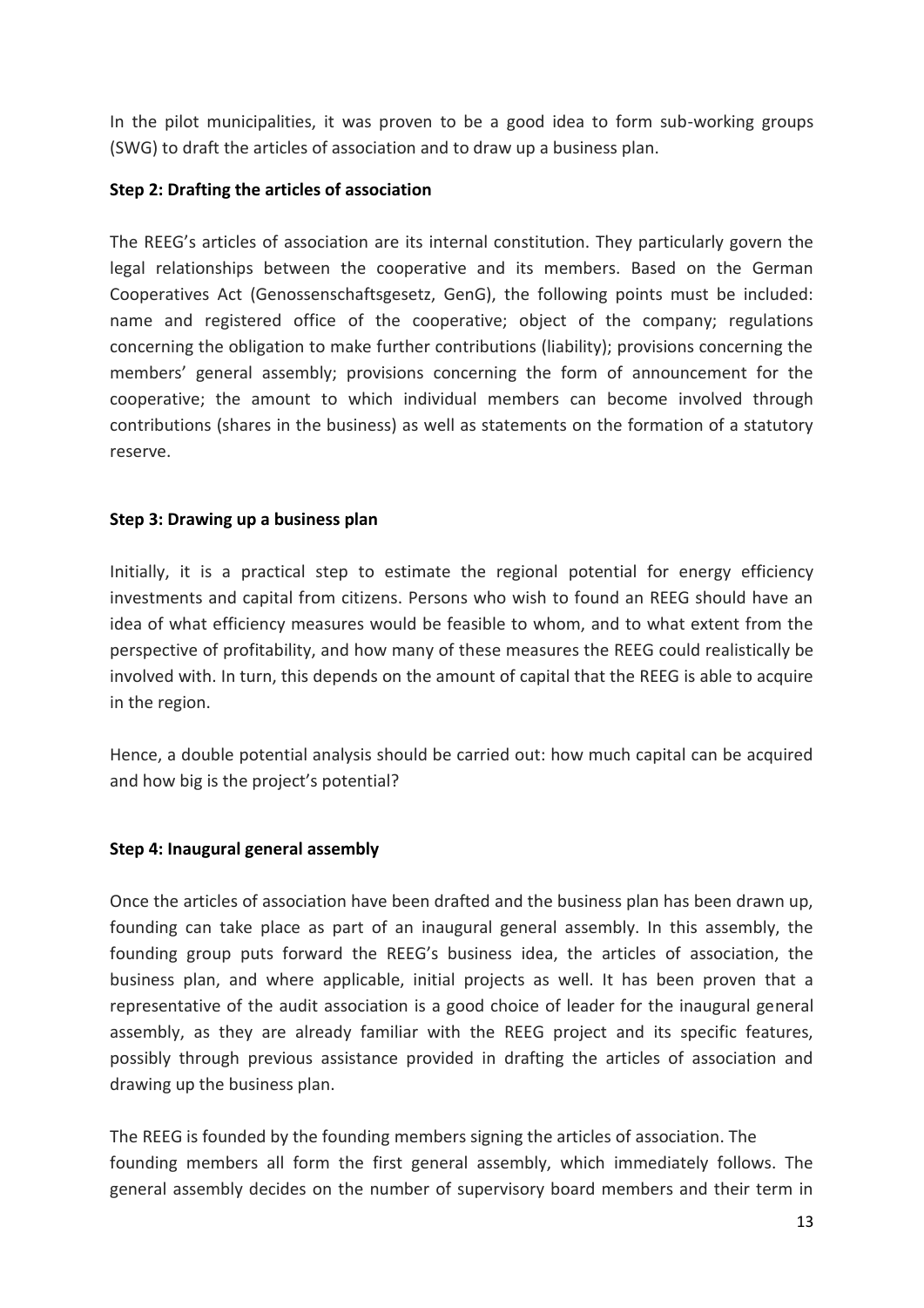In the pilot municipalities, it was proven to be a good idea to form sub-working groups (SWG) to draft the articles of association and to draw up a business plan.

**Step 2: Drafting the articles of association**

The REEG's articles of association are its internal constitution. They particularly govern the legal relationships between the cooperative and its members. Based on the German Cooperatives Act (Genossenschaftsgesetz, GenG), the following points must be included: name and registered office of the cooperative; object of the company; regulations concerning the obligation to make further contributions (liability); provisions concerning the members' general assembly; provisions concerning the form of announcement for the cooperative; the amount to which individual members can become involved through contributions (shares in the business) as well as statements on the formation of a statutory reserve.

**Step 3: Drawing up a business plan**

Initially, it is a practical step to estimate the regional potential for energy efficiency investments and capital from citizens. Persons who wish to found an REEG should have an idea of what efficiency measures would be feasible to whom, and to what extent from the perspective of profitability, and how many of these measures the REEG could realistically be involved with. In turn, this depends on the amount of capital that the REEG is able to acquire in the region.

Hence, a double potential analysis should be carried out: how much capital can be acquired and how big is the project's potential?

**Step 4: Inaugural general assembly**

Once the articles of association have been drafted and the business plan has been drawn up, founding can take place as part of an inaugural general assembly. In this assembly, the founding group puts forward the REEG's business idea, the articles of association, the business plan, and where applicable, initial projects as well. It has been proven that a representative of the audit association is a good choice of leader for the inaugural general assembly, as they are already familiar with the REEG project and its specific features, possibly through previous assistance provided in drafting the articles of association and drawing up the business plan.

The REEG is founded by the founding members signing the articles of association. The founding members all form the first general assembly, which immediately follows. The general assembly decides on the number of supervisory board members and their term in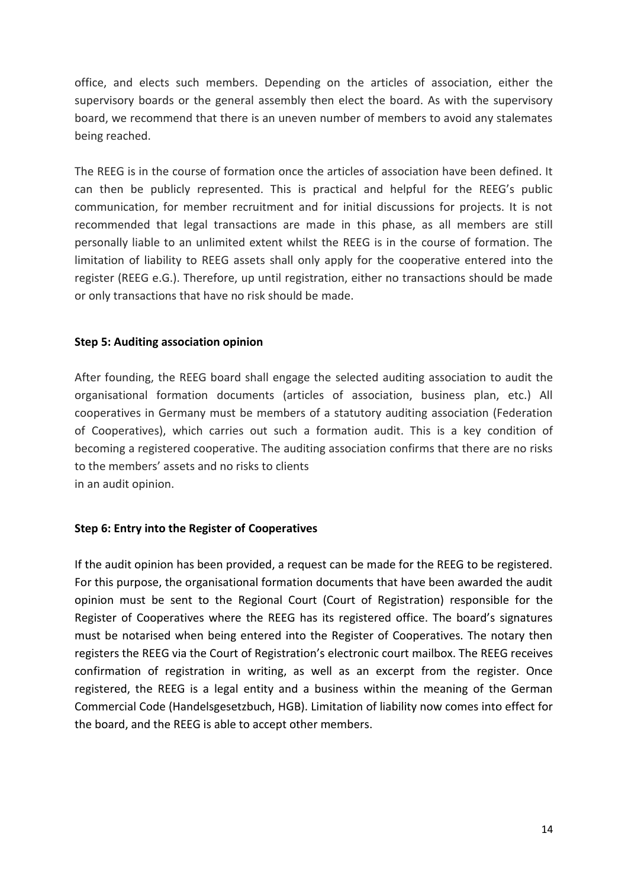office, and elects such members. Depending on the articles of association, either the supervisory boards or the general assembly then elect the board. As with the supervisory board, we recommend that there is an uneven number of members to avoid any stalemates being reached.

The REEG is in the course of formation once the articles of association have been defined. It can then be publicly represented. This is practical and helpful for the REEG's public communication, for member recruitment and for initial discussions for projects. It is not recommended that legal transactions are made in this phase, as all members are still personally liable to an unlimited extent whilst the REEG is in the course of formation. The limitation of liability to REEG assets shall only apply for the cooperative entered into the register (REEG e.G.). Therefore, up until registration, either no transactions should be made or only transactions that have no risk should be made.

**Step 5: Auditing association opinion**

After founding, the REEG board shall engage the selected auditing association to audit the organisational formation documents (articles of association, business plan, etc.) All cooperatives in Germany must be members of a statutory auditing association (Federation of Cooperatives), which carries out such a formation audit. This is a key condition of becoming a registered cooperative. The auditing association confirms that there are no risks to the members' assets and no risks to clients in an audit opinion.

**Step 6: Entry into the Register of Cooperatives**

If the audit opinion has been provided, a request can be made for the REEG to be registered. For this purpose, the organisational formation documents that have been awarded the audit opinion must be sent to the Regional Court (Court of Registration) responsible for the Register of Cooperatives where the REEG has its registered office. The board's signatures must be notarised when being entered into the Register of Cooperatives. The notary then registers the REEG via the Court of Registration's electronic court mailbox. The REEG receives confirmation of registration in writing, as well as an excerpt from the register. Once registered, the REEG is a legal entity and a business within the meaning of the German Commercial Code (Handelsgesetzbuch, HGB). Limitation of liability now comes into effect for the board, and the REEG is able to accept other members.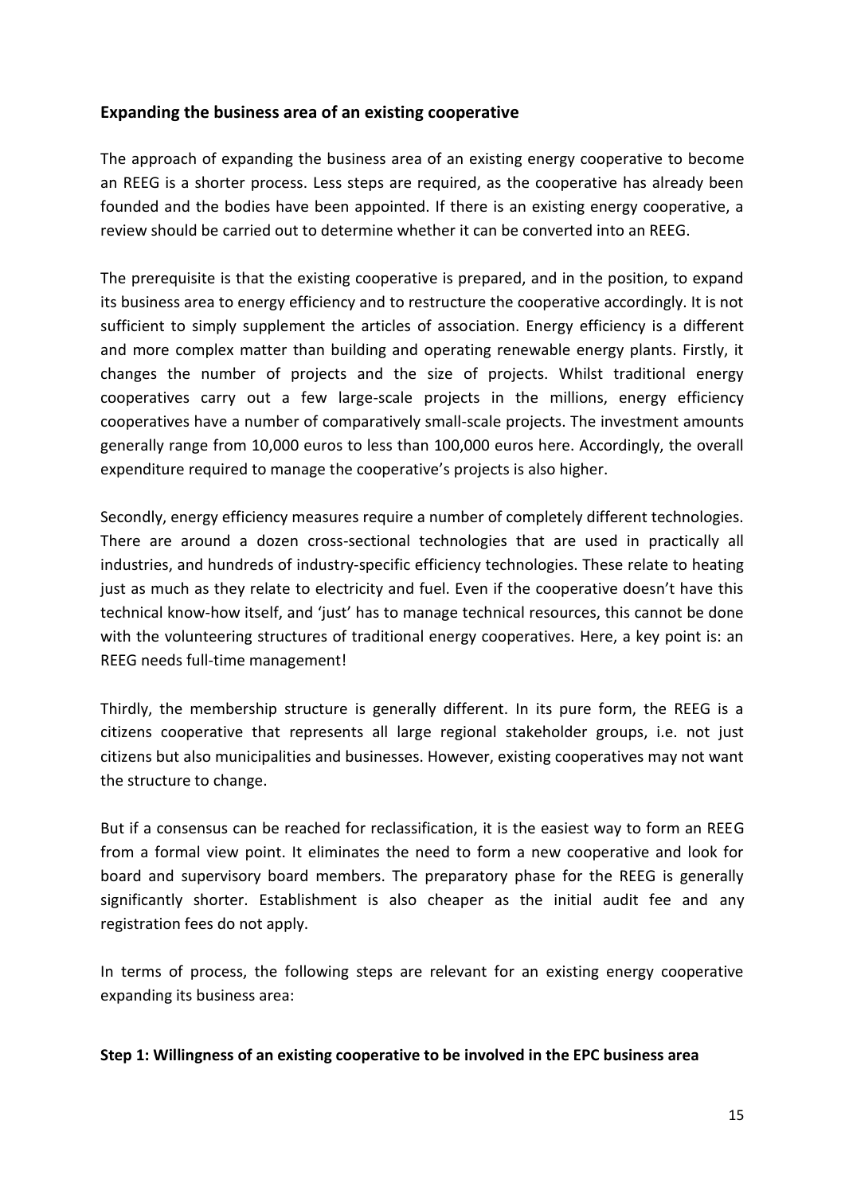## Expanding the business area of an existing cooperative

The approach of expanding the business area of an existing energy cooperative to become an REEG is a shorter process. Less steps are required, as the cooperative has already been founded and the bodies have been appointed. If there is an existing energy cooperative, a review should be carried out to determine whether it can be converted into an REEG.

The prerequisite is that the existing cooperative is prepared, and in the position, to expand its business area to energy efficiency and to restructure the cooperative accordingly. It is not sufficient to simply supplement the articles of association. Energy efficiency is a different and more complex matter than building and operating renewable energy plants. Firstly, it changes the number of projects and the size of projects. Whilst traditional energy cooperatives carry out a few large-scale projects in the millions, energy efficiency cooperatives have a number of comparatively small-scale projects. The investment amounts generally range from 10,000 euros to less than 100,000 euros here. Accordingly, the overall expenditure required to manage the cooperative's projects is also higher.

Secondly, energy efficiency measures require a number of completely different technologies. There are around a dozen cross-sectional technologies that are used in practically all industries, and hundreds of industry-specific efficiency technologies. These relate to heating just as much as they relate to electricity and fuel. Even if the cooperative doesn't have this technical know-how itself, and 'just' has to manage technical resources, this cannot be done with the volunteering structures of traditional energy cooperatives. Here, a key point is: an REEG needs full-time management!

Thirdly, the membership structure is generally different. In its pure form, the REEG is a citizens cooperative that represents all large regional stakeholder groups, i.e. not just citizens but also municipalities and businesses. However, existing cooperatives may not want the structure to change.

But if a consensus can be reached for reclassification, it is the easiest way to form an REEG from a formal view point. It eliminates the need to form a new cooperative and look for board and supervisory board members. The preparatory phase for the REEG is generally significantly shorter. Establishment is also cheaper as the initial audit fee and any registration fees do not apply.

In terms of process, the following steps are relevant for an existing energy cooperative expanding its business area:

**Step 1: Willingness of an existing cooperative to be involved in the EPC business area**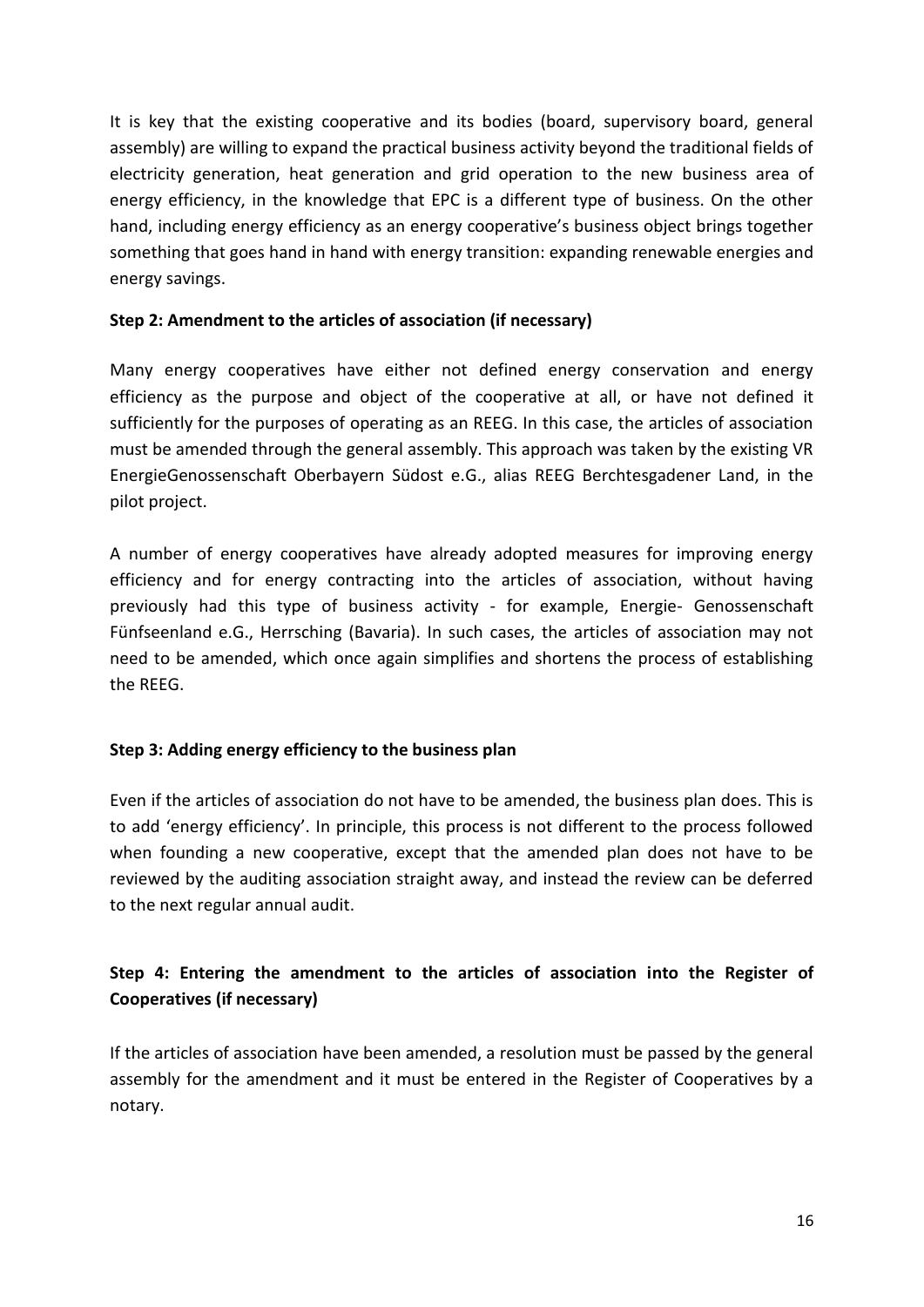It is key that the existing cooperative and its bodies (board, supervisory board, general assembly) are willing to expand the practical business activity beyond the traditional fields of electricity generation, heat generation and grid operation to the new business area of energy efficiency, in the knowledge that EPC is a different type of business. On the other hand, including energy efficiency as an energy cooperative's business object brings together something that goes hand in hand with energy transition: expanding renewable energies and energy savings.

**Step 2: Amendment to the articles of association (if necessary)**

Many energy cooperatives have either not defined energy conservation and energy efficiency as the purpose and object of the cooperative at all, or have not defined it sufficiently for the purposes of operating as an REEG. In this case, the articles of association must be amended through the general assembly. This approach was taken by the existing VR EnergieGenossenschaft Oberbayern Südost e.G., alias REEG Berchtesgadener Land, in the pilot project.

A number of energy cooperatives have already adopted measures for improving energy efficiency and for energy contracting into the articles of association, without having previously had this type of business activity - for example, Energie- Genossenschaft Fünfseenland e.G., Herrsching (Bavaria). In such cases, the articles of association may not need to be amended, which once again simplifies and shortens the process of establishing the REEG.

**Step 3: Adding energy efficiency to the business plan**

Even if the articles of association do not have to be amended, the business plan does. This is to add 'energy efficiency'. In principle, this process is not different to the process followed when founding a new cooperative, except that the amended plan does not have to be reviewed by the auditing association straight away, and instead the review can be deferred to the next regular annual audit.

**Step 4: Entering the amendment to the articles of association into the Register of Cooperatives (if necessary)**

If the articles of association have been amended, a resolution must be passed by the general assembly for the amendment and it must be entered in the Register of Cooperatives by a notary.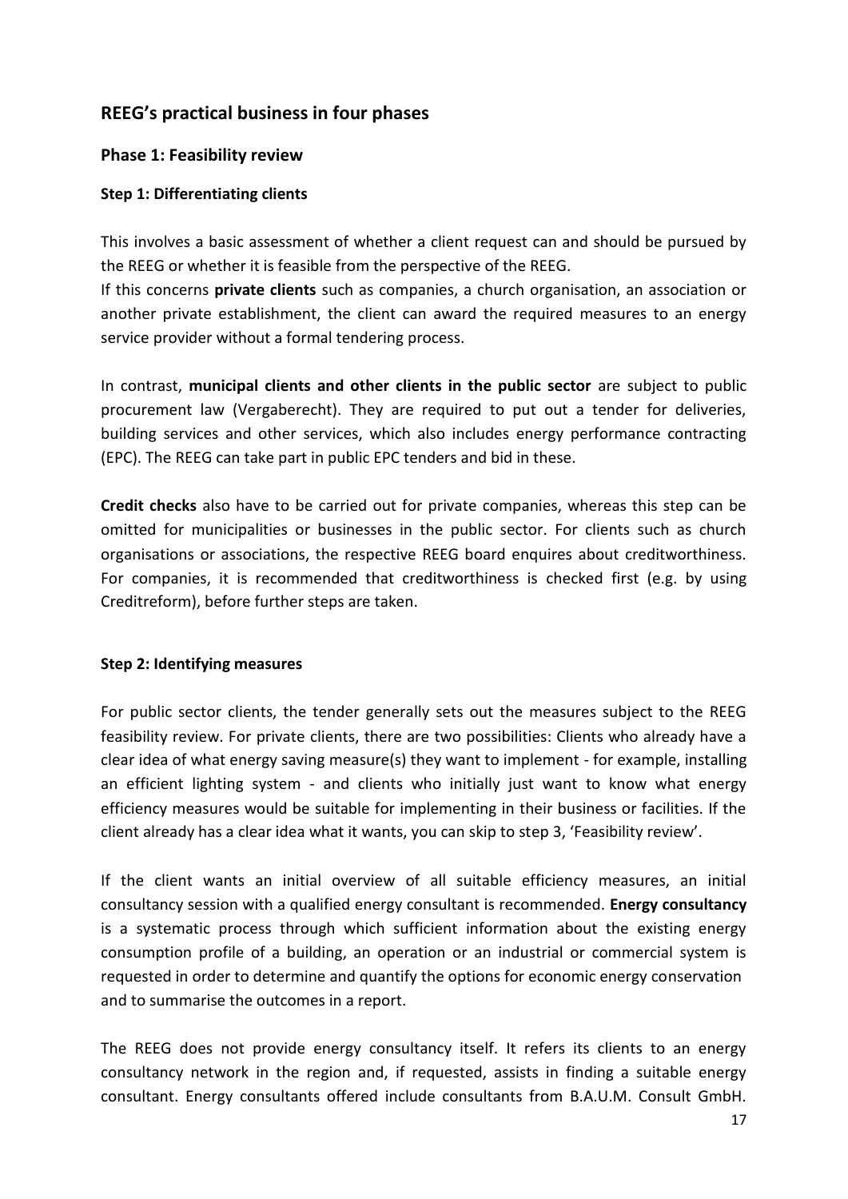## REEG's practical business in four phases

### Phase 1: Feasibility review

#### Step 1: Differentiating clients

This involves a basic assessment of whether a client request can and should be pursued by the REEG or whether it is feasible from the perspective of the REEG.

If this concerns **private clients** such as companies, a church organisation, an association or another private establishment, the client can award the required measures to an energy service provider without a formal tendering process.

In contrast, **municipal clients and other clients in the public sector** are subject to public procurement law (Vergaberecht). They are required to put out a tender for deliveries, building services and other services, which also includes energy performance contracting (EPC). The REEG can take part in public EPC tenders and bid in these.

**Credit checks** also have to be carried out for private companies, whereas this step can be omitted for municipalities or businesses in the public sector. For clients such as church organisations or associations, the respective REEG board enquires about creditworthiness. For companies, it is recommended that creditworthiness is checked first (e.g. by using Creditreform), before further steps are taken.

#### Step 2: Identifying measures

For public sector clients, the tender generally sets out the measures subject to the REEG feasibility review. For private clients, there are two possibilities: Clients who already have a clear idea of what energy saving measure(s) they want to implement - for example, installing an efficient lighting system - and clients who initially just want to know what energy efficiency measures would be suitable for implementing in their business or facilities. If the client already has a clear idea what it wants, you can skip to step 3, 'Feasibility review'.

If the client wants an initial overview of all suitable efficiency measures, an initial consultancy session with a qualified energy consultant is recommended. **Energy consultancy** is a systematic process through which sufficient information about the existing energy consumption profile of a building, an operation or an industrial or commercial system is requested in order to determine and quantify the options for economic energy conservation and to summarise the outcomes in a report.

The REEG does not provide energy consultancy itself. It refers its clients to an energy consultancy network in the region and, if requested, assists in finding a suitable energy consultant. Energy consultants offered include consultants from B.A.U.M. Consult GmbH.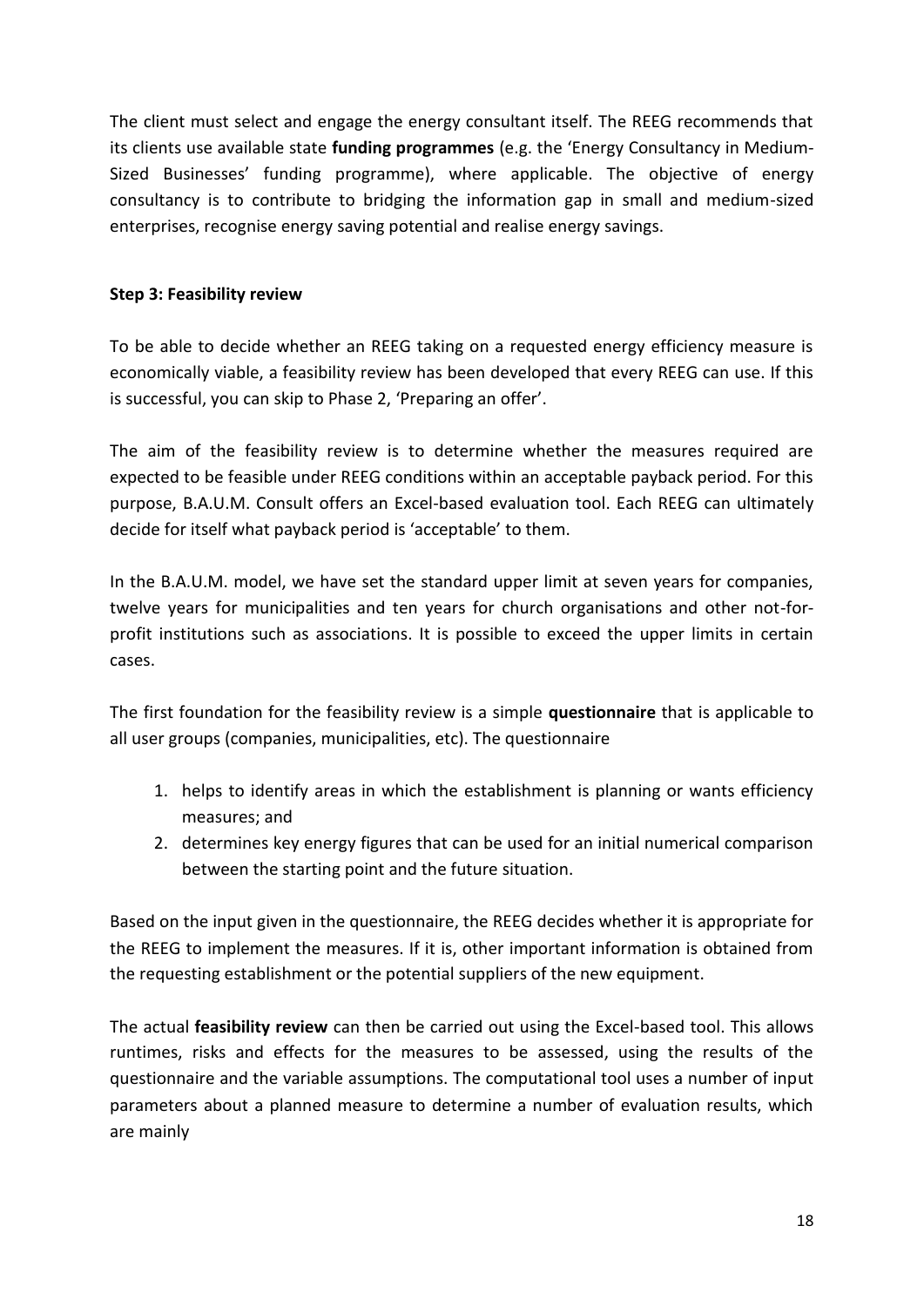The client must select and engage the energy consultant itself. The REEG recommends that its clients use available state **funding programmes** (e.g. the 'Energy Consultancy in Medium-Sized Businesses' funding programme), where applicable. The objective of energy consultancy is to contribute to bridging the information gap in small and medium-sized enterprises, recognise energy saving potential and realise energy savings.

**Step 3: Feasibility review**

To be able to decide whether an REEG taking on a requested energy efficiency measure is economically viable, a feasibility review has been developed that every REEG can use. If this is successful, you can skip to Phase 2, 'Preparing an offer'.

The aim of the feasibility review is to determine whether the measures required are expected to be feasible under REEG conditions within an acceptable payback period. For this purpose, B.A.U.M. Consult offers an Excel-based evaluation tool. Each REEG can ultimately decide for itself what payback period is 'acceptable' to them.

In the B.A.U.M. model, we have set the standard upper limit at seven years for companies, twelve years for municipalities and ten years for church organisations and other not-for-profit institutions such as associations. It is possible to exceed the upper limits in certain cases.

The first foundation for the feasibility review is a simple **questionnaire** that is applicable to all user groups (companies, municipalities, etc). The questionnaire

1. helps to identify areas in which the establishment is planning or wants efficiency measures; and
2. determines key energy figures that can be used for an initial numerical comparison between the starting point and the future situation.

Based on the input given in the questionnaire, the REEG decides whether it is appropriate for the REEG to implement the measures. If it is, other important information is obtained from the requesting establishment or the potential suppliers of the new equipment.

The actual **feasibility review** can then be carried out using the Excel-based tool. This allows runtimes, risks and effects for the measures to be assessed, using the results of the questionnaire and the variable assumptions. The computational tool uses a number of input parameters about a planned measure to determine a number of evaluation results, which are mainly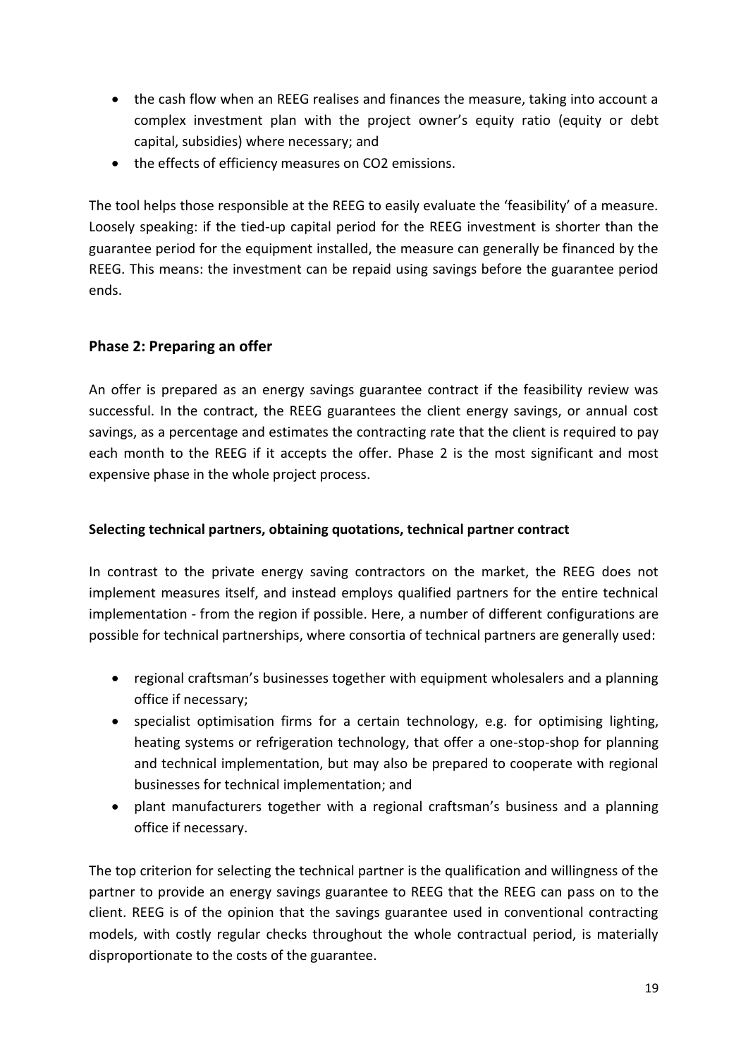- the cash flow when an REEG realises and finances the measure, taking into account a complex investment plan with the project owner's equity ratio (equity or debt capital, subsidies) where necessary; and
- the effects of efficiency measures on $CO_2$ emissions.

The tool helps those responsible at the REEG to easily evaluate the 'feasibility' of a measure. Loosely speaking: if the tied-up capital period for the REEG investment is shorter than the guarantee period for the equipment installed, the measure can generally be financed by the REEG. This means: the investment can be repaid using savings before the guarantee period ends.

## Phase 2: Preparing an offer

An offer is prepared as an energy savings guarantee contract if the feasibility review was successful. In the contract, the REEG guarantees the client energy savings, or annual cost savings, as a percentage and estimates the contracting rate that the client is required to pay each month to the REEG if it accepts the offer. Phase 2 is the most significant and most expensive phase in the whole project process.

### Selecting technical partners, obtaining quotations, technical partner contract

In contrast to the private energy saving contractors on the market, the REEG does not implement measures itself, and instead employs qualified partners for the entire technical implementation - from the region if possible. Here, a number of different configurations are possible for technical partnerships, where consortia of technical partners are generally used:

- regional craftsman's businesses together with equipment wholesalers and a planning office if necessary;
- specialist optimisation firms for a certain technology, e.g. for optimising lighting, heating systems or refrigeration technology, that offer a one-stop-shop for planning and technical implementation, but may also be prepared to cooperate with regional businesses for technical implementation; and
- plant manufacturers together with a regional craftsman's business and a planning office if necessary.

The top criterion for selecting the technical partner is the qualification and willingness of the partner to provide an energy savings guarantee to REEG that the REEG can pass on to the client. REEG is of the opinion that the savings guarantee used in conventional contracting models, with costly regular checks throughout the whole contractual period, is materially disproportionate to the costs of the guarantee.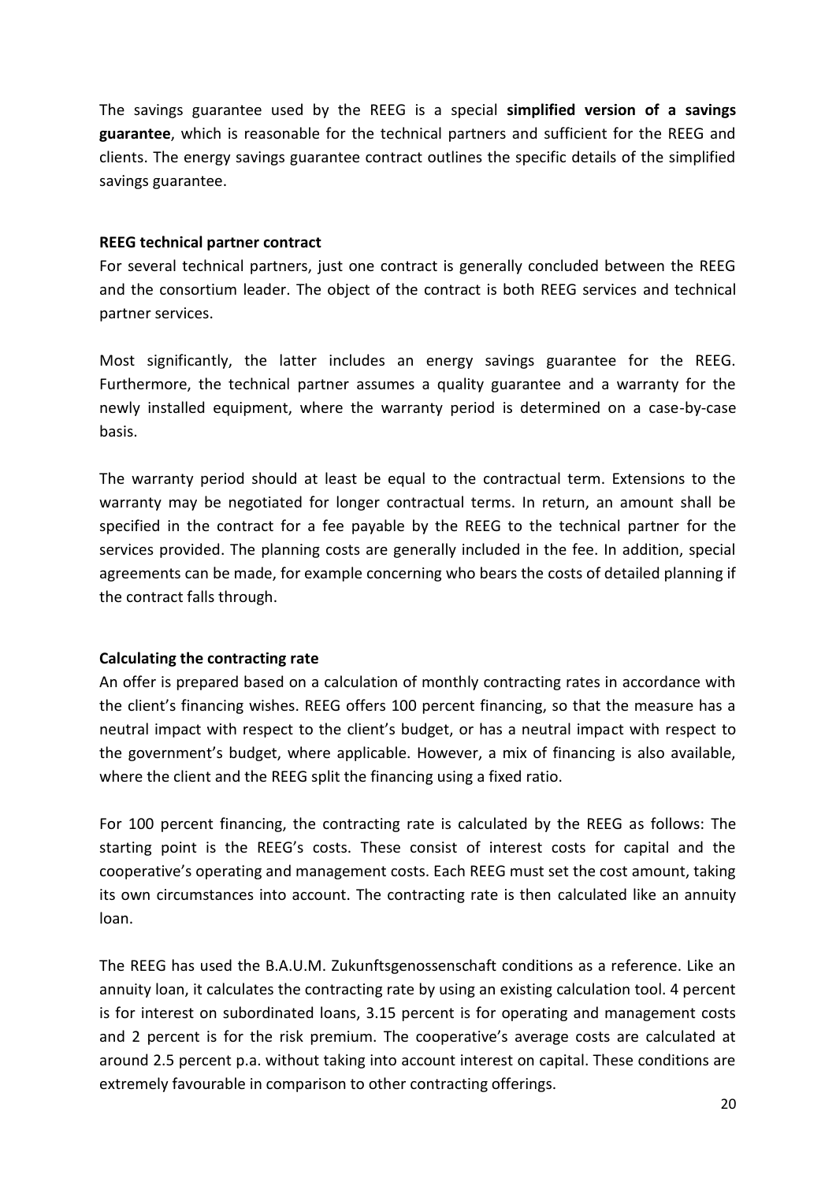The savings guarantee used by the REEG is a special **simplified version of a savings guarantee**, which is reasonable for the technical partners and sufficient for the REEG and clients. The energy savings guarantee contract outlines the specific details of the simplified savings guarantee.

**REEG technical partner contract**

For several technical partners, just one contract is generally concluded between the REEG and the consortium leader. The object of the contract is both REEG services and technical partner services.

Most significantly, the latter includes an energy savings guarantee for the REEG. Furthermore, the technical partner assumes a quality guarantee and a warranty for the newly installed equipment, where the warranty period is determined on a case-by-case basis.

The warranty period should at least be equal to the contractual term. Extensions to the warranty may be negotiated for longer contractual terms. In return, an amount shall be specified in the contract for a fee payable by the REEG to the technical partner for the services provided. The planning costs are generally included in the fee. In addition, special agreements can be made, for example concerning who bears the costs of detailed planning if the contract falls through.

**Calculating the contracting rate**

An offer is prepared based on a calculation of monthly contracting rates in accordance with the client's financing wishes. REEG offers 100 percent financing, so that the measure has a neutral impact with respect to the client's budget, or has a neutral impact with respect to the government's budget, where applicable. However, a mix of financing is also available, where the client and the REEG split the financing using a fixed ratio.

For 100 percent financing, the contracting rate is calculated by the REEG as follows: The starting point is the REEG's costs. These consist of interest costs for capital and the cooperative's operating and management costs. Each REEG must set the cost amount, taking its own circumstances into account. The contracting rate is then calculated like an annuity loan.

The REEG has used the B.A.U.M. Zukunftsgenossenschaft conditions as a reference. Like an annuity loan, it calculates the contracting rate by using an existing calculation tool. 4 percent is for interest on subordinated loans, 3.15 percent is for operating and management costs and 2 percent is for the risk premium. The cooperative's average costs are calculated at around 2.5 percent p.a. without taking into account interest on capital. These conditions are extremely favourable in comparison to other contracting offerings.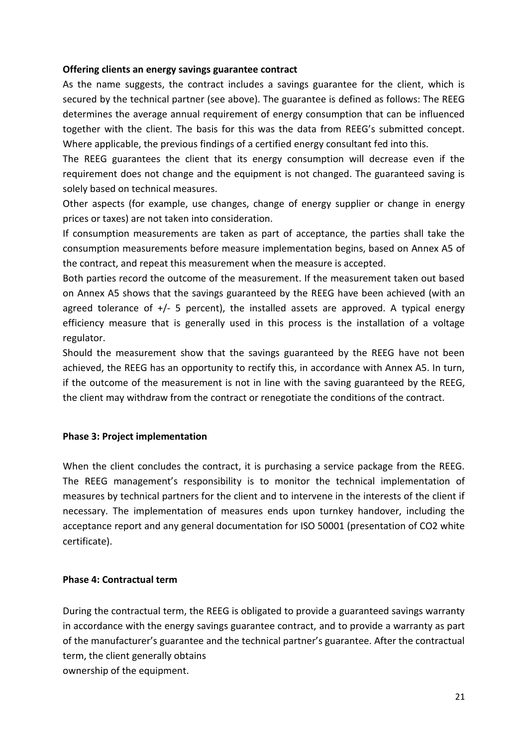**Offering clients an energy savings guarantee contract**

As the name suggests, the contract includes a savings guarantee for the client, which is secured by the technical partner (see above). The guarantee is defined as follows: The REEG determines the average annual requirement of energy consumption that can be influenced together with the client. The basis for this was the data from REEG's submitted concept. Where applicable, the previous findings of a certified energy consultant fed into this.

The REEG guarantees the client that its energy consumption will decrease even if the requirement does not change and the equipment is not changed. The guaranteed saving is solely based on technical measures.

Other aspects (for example, use changes, change of energy supplier or change in energy prices or taxes) are not taken into consideration.

If consumption measurements are taken as part of acceptance, the parties shall take the consumption measurements before measure implementation begins, based on Annex A5 of the contract, and repeat this measurement when the measure is accepted.

Both parties record the outcome of the measurement. If the measurement taken out based on Annex A5 shows that the savings guaranteed by the REEG have been achieved (with an agreed tolerance of +/- 5 percent), the installed assets are approved. A typical energy efficiency measure that is generally used in this process is the installation of a voltage regulator.

Should the measurement show that the savings guaranteed by the REEG have not been achieved, the REEG has an opportunity to rectify this, in accordance with Annex A5. In turn, if the outcome of the measurement is not in line with the saving guaranteed by the REEG, the client may withdraw from the contract or renegotiate the conditions of the contract.

**Phase 3: Project implementation**

When the client concludes the contract, it is purchasing a service package from the REEG. The REEG management's responsibility is to monitor the technical implementation of measures by technical partners for the client and to intervene in the interests of the client if necessary. The implementation of measures ends upon turnkey handover, including the acceptance report and any general documentation for ISO 50001 (presentation of $CO_2$ white certificate).

**Phase 4: Contractual term**

During the contractual term, the REEG is obligated to provide a guaranteed savings warranty in accordance with the energy savings guarantee contract, and to provide a warranty as part of the manufacturer's guarantee and the technical partner's guarantee. After the contractual term, the client generally obtains ownership of the equipment.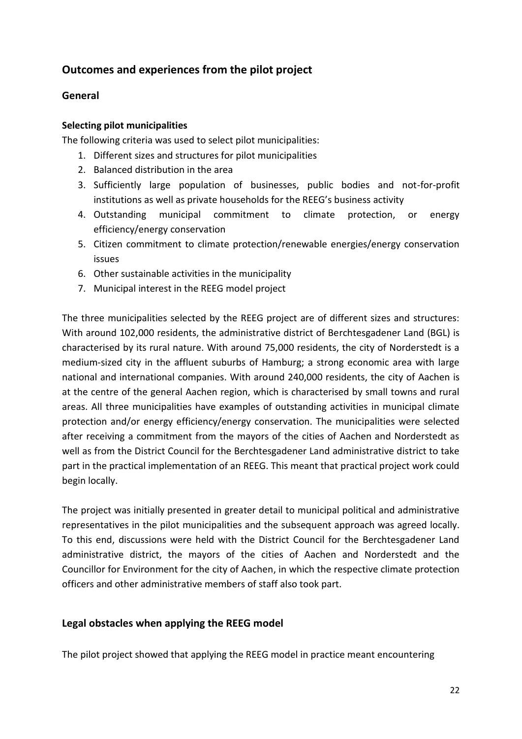## Outcomes and experiences from the pilot project

### General

#### Selecting pilot municipalities

The following criteria was used to select pilot municipalities:

1. Different sizes and structures for pilot municipalities
2. Balanced distribution in the area
3. Sufficiently large population of businesses, public bodies and not-for-profit institutions as well as private households for the REEG's business activity
4. Outstanding municipal commitment to climate protection, or energy efficiency/energy conservation
5. Citizen commitment to climate protection/renewable energies/energy conservation issues
6. Other sustainable activities in the municipality
7. Municipal interest in the REEG model project

The three municipalities selected by the REEG project are of different sizes and structures: With around 102,000 residents, the administrative district of Berchtesgadener Land (BGL) is characterised by its rural nature. With around 75,000 residents, the city of Norderstedt is a medium-sized city in the affluent suburbs of Hamburg; a strong economic area with large national and international companies. With around 240,000 residents, the city of Aachen is at the centre of the general Aachen region, which is characterised by small towns and rural areas. All three municipalities have examples of outstanding activities in municipal climate protection and/or energy efficiency/energy conservation. The municipalities were selected after receiving a commitment from the mayors of the cities of Aachen and Norderstedt as well as from the District Council for the Berchtesgadener Land administrative district to take part in the practical implementation of an REEG. This meant that practical project work could begin locally.

The project was initially presented in greater detail to municipal political and administrative representatives in the pilot municipalities and the subsequent approach was agreed locally. To this end, discussions were held with the District Council for the Berchtesgadener Land administrative district, the mayors of the cities of Aachen and Norderstedt and the Councillor for Environment for the city of Aachen, in which the respective climate protection officers and other administrative members of staff also took part.

### Legal obstacles when applying the REEG model

The pilot project showed that applying the REEG model in practice meant encountering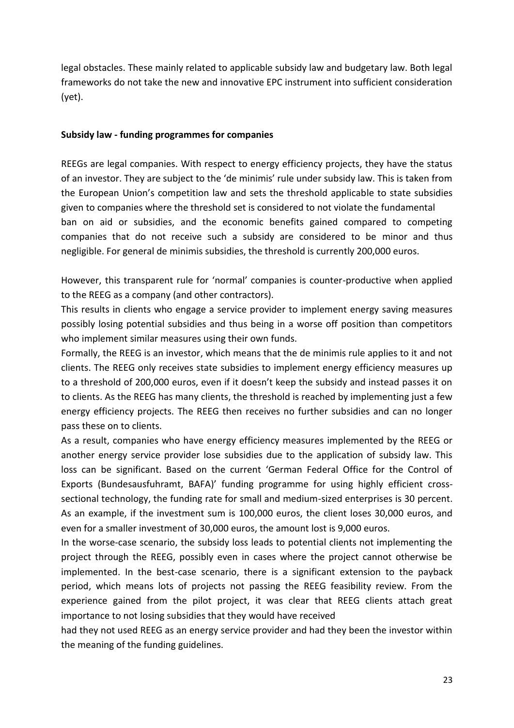legal obstacles. These mainly related to applicable subsidy law and budgetary law. Both legal frameworks do not take the new and innovative EPC instrument into sufficient consideration (yet).

**Subsidy law - funding programmes for companies**

REEGs are legal companies. With respect to energy efficiency projects, they have the status of an investor. They are subject to the 'de minimis' rule under subsidy law. This is taken from the European Union's competition law and sets the threshold applicable to state subsidies given to companies where the threshold set is considered to not violate the fundamental ban on aid or subsidies, and the economic benefits gained compared to competing companies that do not receive such a subsidy are considered to be minor and thus negligible. For general de minimis subsidies, the threshold is currently 200,000 euros.

However, this transparent rule for 'normal' companies is counter-productive when applied to the REEG as a company (and other contractors).

This results in clients who engage a service provider to implement energy saving measures possibly losing potential subsidies and thus being in a worse off position than competitors who implement similar measures using their own funds.

Formally, the REEG is an investor, which means that the de minimis rule applies to it and not clients. The REEG only receives state subsidies to implement energy efficiency measures up to a threshold of 200,000 euros, even if it doesn't keep the subsidy and instead passes it on to clients. As the REEG has many clients, the threshold is reached by implementing just a few energy efficiency projects. The REEG then receives no further subsidies and can no longer pass these on to clients.

As a result, companies who have energy efficiency measures implemented by the REEG or another energy service provider lose subsidies due to the application of subsidy law. This loss can be significant. Based on the current 'German Federal Office for the Control of Exports (Bundesausfuhramt, BAFA)' funding programme for using highly efficient cross-sectional technology, the funding rate for small and medium-sized enterprises is 30 percent. As an example, if the investment sum is 100,000 euros, the client loses 30,000 euros, and even for a smaller investment of 30,000 euros, the amount lost is 9,000 euros.

In the worse-case scenario, the subsidy loss leads to potential clients not implementing the project through the REEG, possibly even in cases where the project cannot otherwise be implemented. In the best-case scenario, there is a significant extension to the payback period, which means lots of projects not passing the REEG feasibility review. From the experience gained from the pilot project, it was clear that REEG clients attach great importance to not losing subsidies that they would have received had they not used REEG as an energy service provider and had they been the investor within the meaning of the funding guidelines.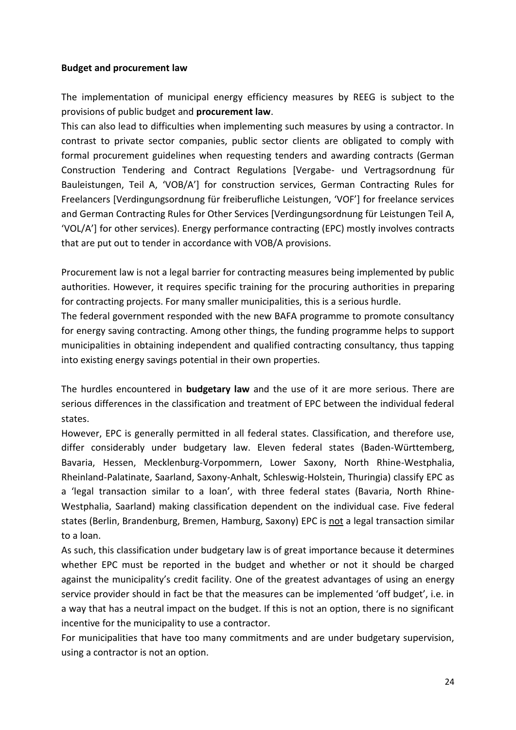**Budget and procurement law**

The implementation of municipal energy efficiency measures by REEG is subject to the provisions of public budget and **procurement law**.

This can also lead to difficulties when implementing such measures by using a contractor. In contrast to private sector companies, public sector clients are obligated to comply with formal procurement guidelines when requesting tenders and awarding contracts (German Construction Tendering and Contract Regulations [Vergabe- und Vertragsordnung für Bauleistungen, Teil A, 'VOB/A'] for construction services, German Contracting Rules for Freelancers [Verdingungsordnung für freiberufliche Leistungen, 'VOF'] for freelance services and German Contracting Rules for Other Services [Verdingungsordnung für Leistungen Teil A, 'VOL/A'] for other services). Energy performance contracting (EPC) mostly involves contracts that are put out to tender in accordance with VOB/A provisions.

Procurement law is not a legal barrier for contracting measures being implemented by public authorities. However, it requires specific training for the procuring authorities in preparing for contracting projects. For many smaller municipalities, this is a serious hurdle.

The federal government responded with the new BAFA programme to promote consultancy for energy saving contracting. Among other things, the funding programme helps to support municipalities in obtaining independent and qualified contracting consultancy, thus tapping into existing energy savings potential in their own properties.

The hurdles encountered in **budgetary law** and the use of it are more serious. There are serious differences in the classification and treatment of EPC between the individual federal states.

However, EPC is generally permitted in all federal states. Classification, and therefore use, differ considerably under budgetary law. Eleven federal states (Baden-Württemberg, Bavaria, Hessen, Mecklenburg-Vorpommern, Lower Saxony, North Rhine-Westphalia, Rheinland-Palatinate, Saarland, Saxony-Anhalt, Schleswig-Holstein, Thuringia) classify EPC as a 'legal transaction similar to a loan', with three federal states (Bavaria, North Rhine-Westphalia, Saarland) making classification dependent on the individual case. Five federal states (Berlin, Brandenburg, Bremen, Hamburg, Saxony) EPC is <u>not</u> a legal transaction similar to a loan.

As such, this classification under budgetary law is of great importance because it determines whether EPC must be reported in the budget and whether or not it should be charged against the municipality's credit facility. One of the greatest advantages of using an energy service provider should in fact be that the measures can be implemented 'off budget', i.e. in a way that has a neutral impact on the budget. If this is not an option, there is no significant incentive for the municipality to use a contractor.

For municipalities that have too many commitments and are under budgetary supervision, using a contractor is not an option.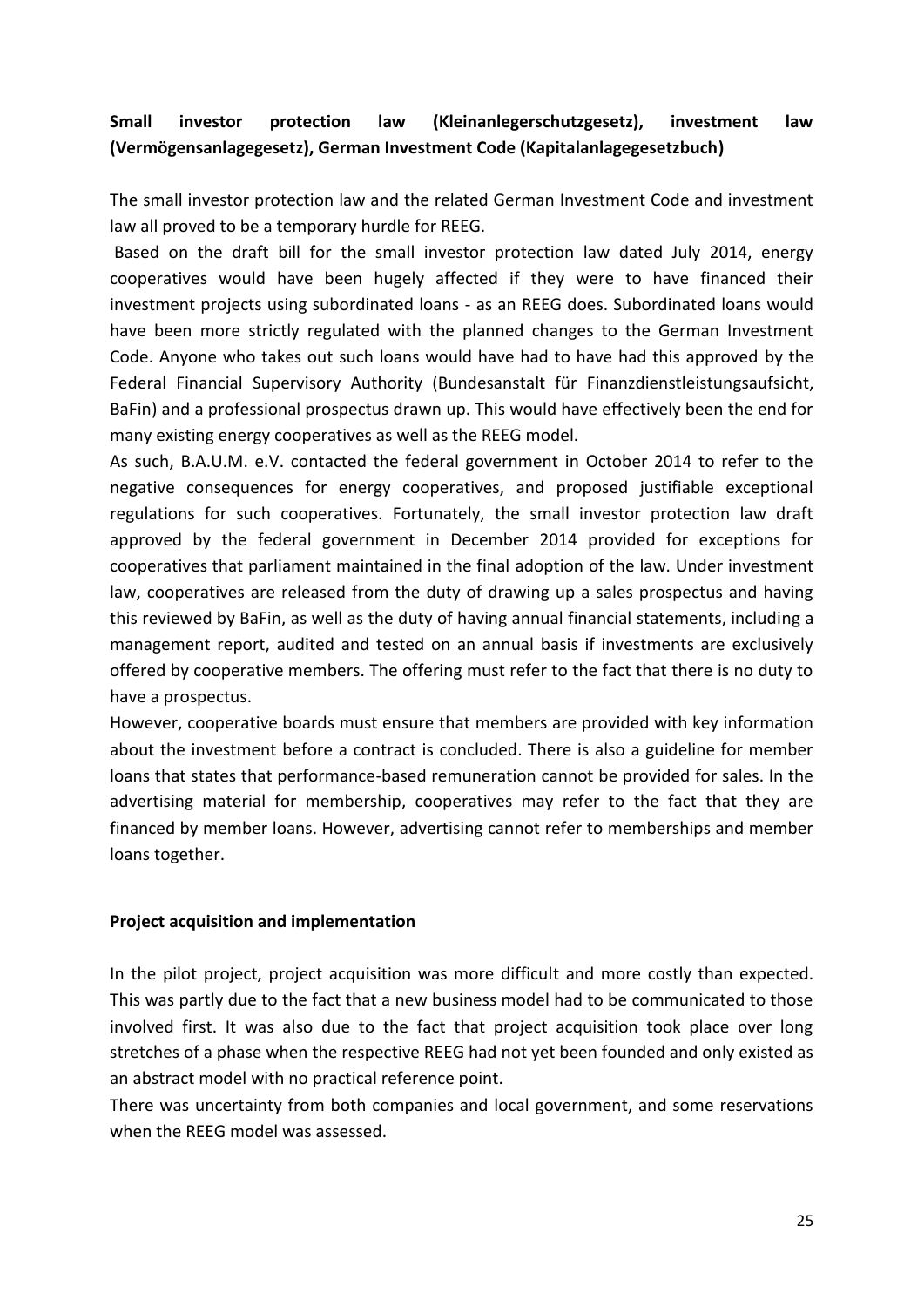**Small investor protection law (Kleinanlegerschutzgesetz), investment law (Vermögensanlagegesetz), German Investment Code (Kapitalanlagegesetzbuch)**

The small investor protection law and the related German Investment Code and investment law all proved to be a temporary hurdle for REEG.

Based on the draft bill for the small investor protection law dated July 2014, energy cooperatives would have been hugely affected if they were to have financed their investment projects using subordinated loans - as an REEG does. Subordinated loans would have been more strictly regulated with the planned changes to the German Investment Code. Anyone who takes out such loans would have had to have had this approved by the Federal Financial Supervisory Authority (Bundesanstalt für Finanzdienstleistungsaufsicht, BaFin) and a professional prospectus drawn up. This would have effectively been the end for many existing energy cooperatives as well as the REEG model.

As such, B.A.U.M. e.V. contacted the federal government in October 2014 to refer to the negative consequences for energy cooperatives, and proposed justifiable exceptional regulations for such cooperatives. Fortunately, the small investor protection law draft approved by the federal government in December 2014 provided for exceptions for cooperatives that parliament maintained in the final adoption of the law. Under investment law, cooperatives are released from the duty of drawing up a sales prospectus and having this reviewed by BaFin, as well as the duty of having annual financial statements, including a management report, audited and tested on an annual basis if investments are exclusively offered by cooperative members. The offering must refer to the fact that there is no duty to have a prospectus.

However, cooperative boards must ensure that members are provided with key information about the investment before a contract is concluded. There is also a guideline for member loans that states that performance-based remuneration cannot be provided for sales. In the advertising material for membership, cooperatives may refer to the fact that they are financed by member loans. However, advertising cannot refer to memberships and member loans together.

**Project acquisition and implementation**

In the pilot project, project acquisition was more difficult and more costly than expected. This was partly due to the fact that a new business model had to be communicated to those involved first. It was also due to the fact that project acquisition took place over long stretches of a phase when the respective REEG had not yet been founded and only existed as an abstract model with no practical reference point.

There was uncertainty from both companies and local government, and some reservations when the REEG model was assessed.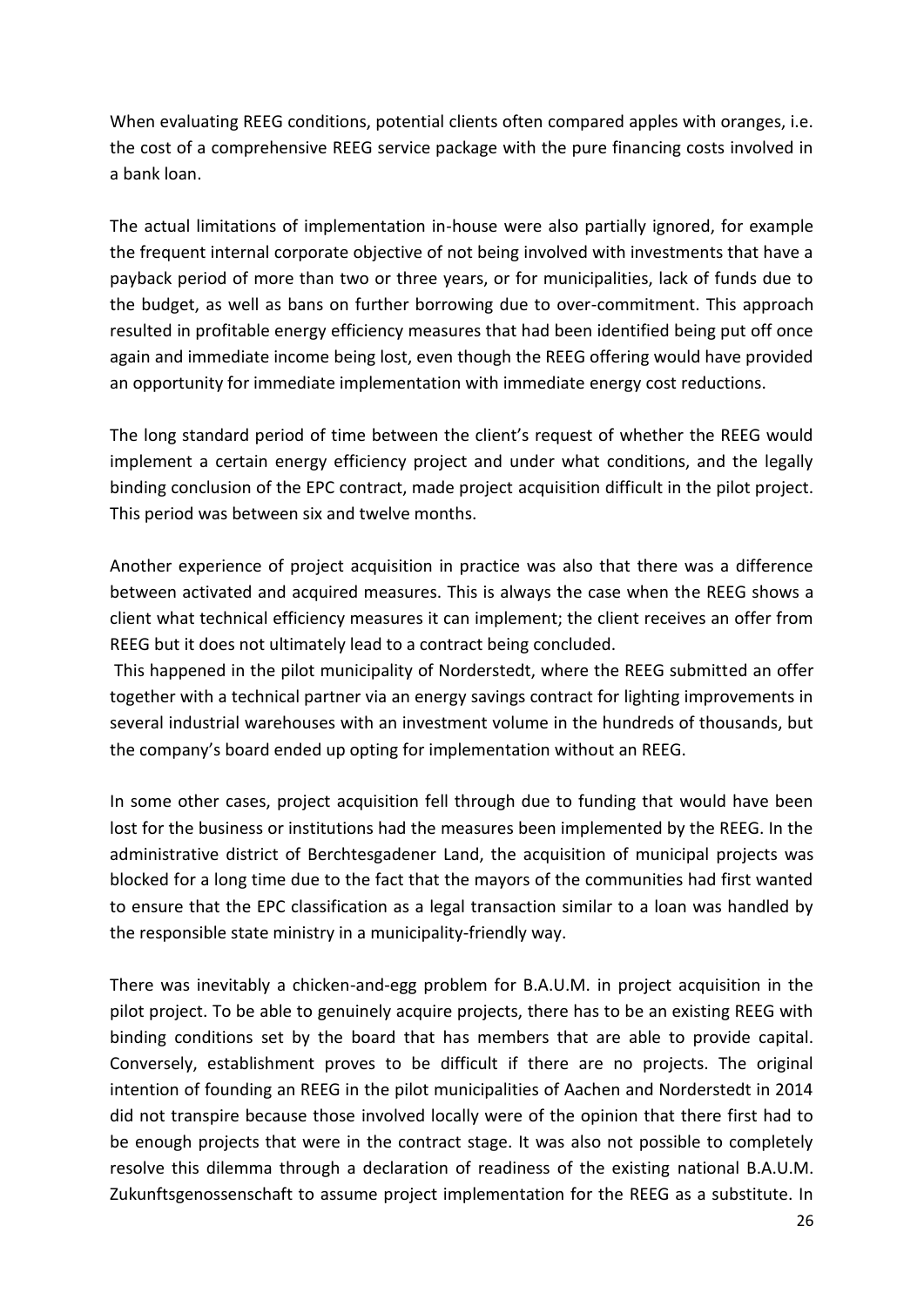When evaluating REEG conditions, potential clients often compared apples with oranges, i.e. the cost of a comprehensive REEG service package with the pure financing costs involved in a bank loan.

The actual limitations of implementation in-house were also partially ignored, for example the frequent internal corporate objective of not being involved with investments that have a payback period of more than two or three years, or for municipalities, lack of funds due to the budget, as well as bans on further borrowing due to over-commitment. This approach resulted in profitable energy efficiency measures that had been identified being put off once again and immediate income being lost, even though the REEG offering would have provided an opportunity for immediate implementation with immediate energy cost reductions.

The long standard period of time between the client's request of whether the REEG would implement a certain energy efficiency project and under what conditions, and the legally binding conclusion of the EPC contract, made project acquisition difficult in the pilot project. This period was between six and twelve months.

Another experience of project acquisition in practice was also that there was a difference between activated and acquired measures. This is always the case when the REEG shows a client what technical efficiency measures it can implement; the client receives an offer from REEG but it does not ultimately lead to a contract being concluded.

This happened in the pilot municipality of Norderstedt, where the REEG submitted an offer together with a technical partner via an energy savings contract for lighting improvements in several industrial warehouses with an investment volume in the hundreds of thousands, but the company's board ended up opting for implementation without an REEG.

In some other cases, project acquisition fell through due to funding that would have been lost for the business or institutions had the measures been implemented by the REEG. In the administrative district of Berchtesgadener Land, the acquisition of municipal projects was blocked for a long time due to the fact that the mayors of the communities had first wanted to ensure that the EPC classification as a legal transaction similar to a loan was handled by the responsible state ministry in a municipality-friendly way.

There was inevitably a chicken-and-egg problem for B.A.U.M. in project acquisition in the pilot project. To be able to genuinely acquire projects, there has to be an existing REEG with binding conditions set by the board that has members that are able to provide capital. Conversely, establishment proves to be difficult if there are no projects. The original intention of founding an REEG in the pilot municipalities of Aachen and Norderstedt in 2014 did not transpire because those involved locally were of the opinion that there first had to be enough projects that were in the contract stage. It was also not possible to completely resolve this dilemma through a declaration of readiness of the existing national B.A.U.M. Zukunftsgenossenschaft to assume project implementation for the REEG as a substitute. In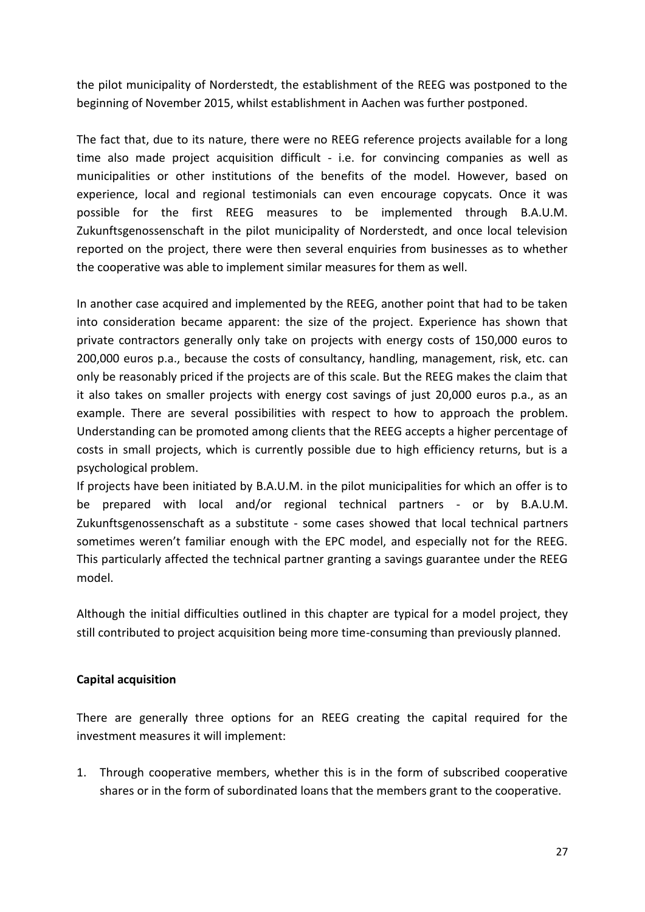the pilot municipality of Norderstedt, the establishment of the REEG was postponed to the beginning of November 2015, whilst establishment in Aachen was further postponed.

The fact that, due to its nature, there were no REEG reference projects available for a long time also made project acquisition difficult - i.e. for convincing companies as well as municipalities or other institutions of the benefits of the model. However, based on experience, local and regional testimonials can even encourage copycats. Once it was possible for the first REEG measures to be implemented through B.A.U.M. Zukunftsgenossenschaft in the pilot municipality of Norderstedt, and once local television reported on the project, there were then several enquiries from businesses as to whether the cooperative was able to implement similar measures for them as well.

In another case acquired and implemented by the REEG, another point that had to be taken into consideration became apparent: the size of the project. Experience has shown that private contractors generally only take on projects with energy costs of 150,000 euros to 200,000 euros p.a., because the costs of consultancy, handling, management, risk, etc. can only be reasonably priced if the projects are of this scale. But the REEG makes the claim that it also takes on smaller projects with energy cost savings of just 20,000 euros p.a., as an example. There are several possibilities with respect to how to approach the problem. Understanding can be promoted among clients that the REEG accepts a higher percentage of costs in small projects, which is currently possible due to high efficiency returns, but is a psychological problem.

If projects have been initiated by B.A.U.M. in the pilot municipalities for which an offer is to be prepared with local and/or regional technical partners - or by B.A.U.M. Zukunftsgenossenschaft as a substitute - some cases showed that local technical partners sometimes weren't familiar enough with the EPC model, and especially not for the REEG. This particularly affected the technical partner granting a savings guarantee under the REEG model.

Although the initial difficulties outlined in this chapter are typical for a model project, they still contributed to project acquisition being more time-consuming than previously planned.

**Capital acquisition**

There are generally three options for an REEG creating the capital required for the investment measures it will implement:

1. Through cooperative members, whether this is in the form of subscribed cooperative shares or in the form of subordinated loans that the members grant to the cooperative.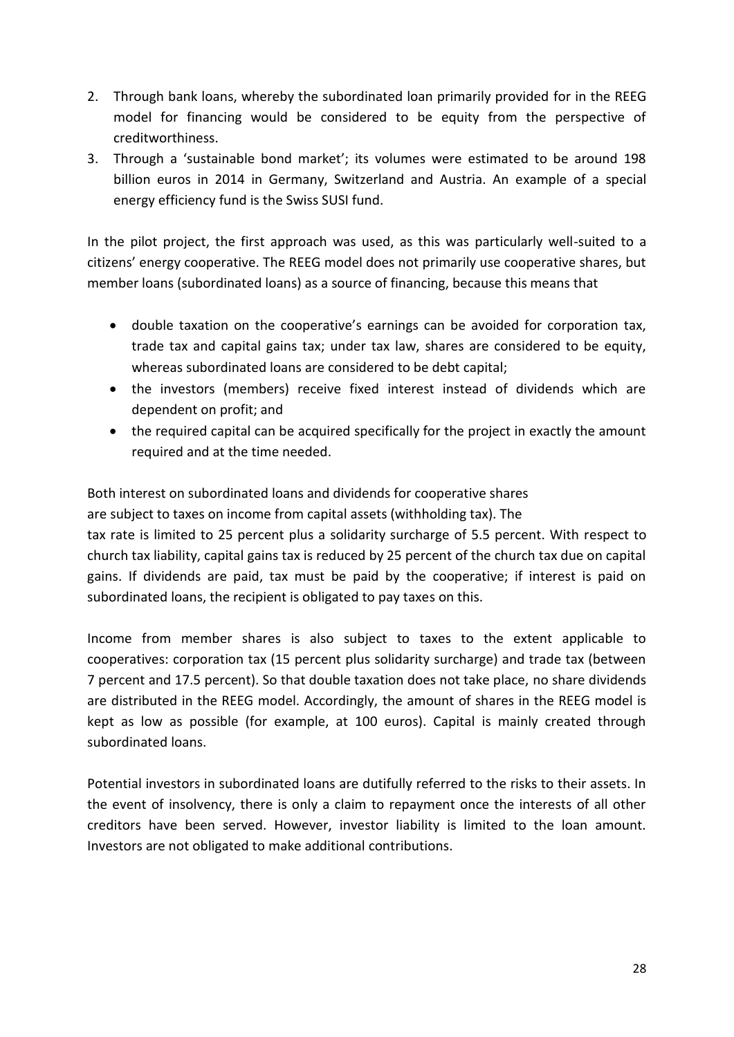2. Through bank loans, whereby the subordinated loan primarily provided for in the REEG model for financing would be considered to be equity from the perspective of creditworthiness.
3. Through a 'sustainable bond market'; its volumes were estimated to be around 198 billion euros in 2014 in Germany, Switzerland and Austria. An example of a special energy efficiency fund is the Swiss SUSI fund.

In the pilot project, the first approach was used, as this was particularly well-suited to a citizens' energy cooperative. The REEG model does not primarily use cooperative shares, but member loans (subordinated loans) as a source of financing, because this means that

- double taxation on the cooperative's earnings can be avoided for corporation tax, trade tax and capital gains tax; under tax law, shares are considered to be equity, whereas subordinated loans are considered to be debt capital;
- the investors (members) receive fixed interest instead of dividends which are dependent on profit; and
- the required capital can be acquired specifically for the project in exactly the amount required and at the time needed.

Both interest on subordinated loans and dividends for cooperative shares are subject to taxes on income from capital assets (withholding tax). The tax rate is limited to 25 percent plus a solidarity surcharge of 5.5 percent. With respect to church tax liability, capital gains tax is reduced by 25 percent of the church tax due on capital gains. If dividends are paid, tax must be paid by the cooperative; if interest is paid on subordinated loans, the recipient is obligated to pay taxes on this.

Income from member shares is also subject to taxes to the extent applicable to cooperatives: corporation tax (15 percent plus solidarity surcharge) and trade tax (between 7 percent and 17.5 percent). So that double taxation does not take place, no share dividends are distributed in the REEG model. Accordingly, the amount of shares in the REEG model is kept as low as possible (for example, at 100 euros). Capital is mainly created through subordinated loans.

Potential investors in subordinated loans are dutifully referred to the risks to their assets. In the event of insolvency, there is only a claim to repayment once the interests of all other creditors have been served. However, investor liability is limited to the loan amount. Investors are not obligated to make additional contributions.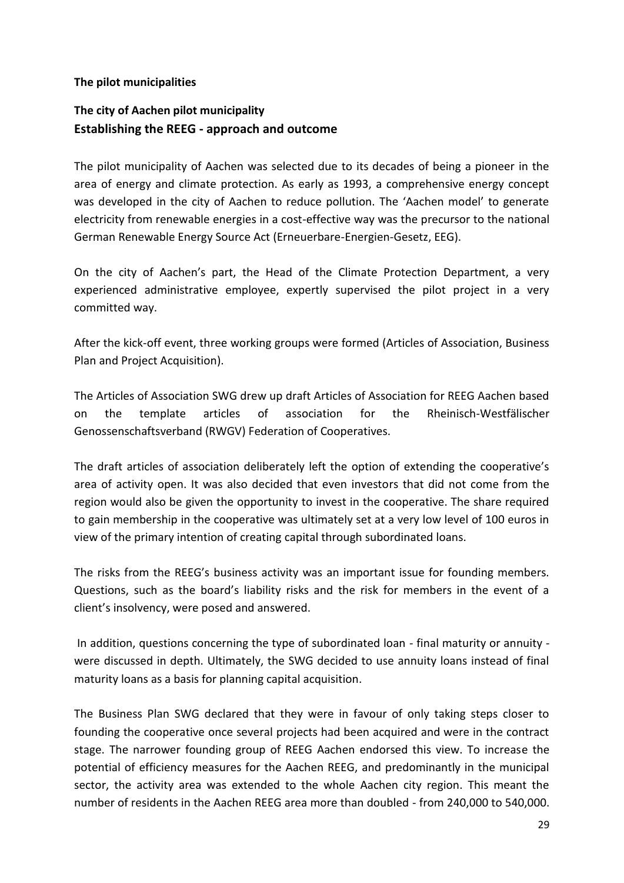**The pilot municipalities**

## The city of Aachen pilot municipality

### Establishing the REEG - approach and outcome

The pilot municipality of Aachen was selected due to its decades of being a pioneer in the area of energy and climate protection. As early as 1993, a comprehensive energy concept was developed in the city of Aachen to reduce pollution. The 'Aachen model' to generate electricity from renewable energies in a cost-effective way was the precursor to the national German Renewable Energy Source Act (Erneuerbare-Energien-Gesetz, EEG).

On the city of Aachen's part, the Head of the Climate Protection Department, a very experienced administrative employee, expertly supervised the pilot project in a very committed way.

After the kick-off event, three working groups were formed (Articles of Association, Business Plan and Project Acquisition).

The Articles of Association SWG drew up draft Articles of Association for REEG Aachen based on the template articles of association for the Rheinisch-Westfälischer Genossenschaftsverband (RWGV) Federation of Cooperatives.

The draft articles of association deliberately left the option of extending the cooperative's area of activity open. It was also decided that even investors that did not come from the region would also be given the opportunity to invest in the cooperative. The share required to gain membership in the cooperative was ultimately set at a very low level of 100 euros in view of the primary intention of creating capital through subordinated loans.

The risks from the REEG's business activity was an important issue for founding members. Questions, such as the board's liability risks and the risk for members in the event of a client's insolvency, were posed and answered.

In addition, questions concerning the type of subordinated loan - final maturity or annuity - were discussed in depth. Ultimately, the SWG decided to use annuity loans instead of final maturity loans as a basis for planning capital acquisition.

The Business Plan SWG declared that they were in favour of only taking steps closer to founding the cooperative once several projects had been acquired and were in the contract stage. The narrower founding group of REEG Aachen endorsed this view. To increase the potential of efficiency measures for the Aachen REEG, and predominantly in the municipal sector, the activity area was extended to the whole Aachen city region. This meant the number of residents in the Aachen REEG area more than doubled - from 240,000 to 540,000.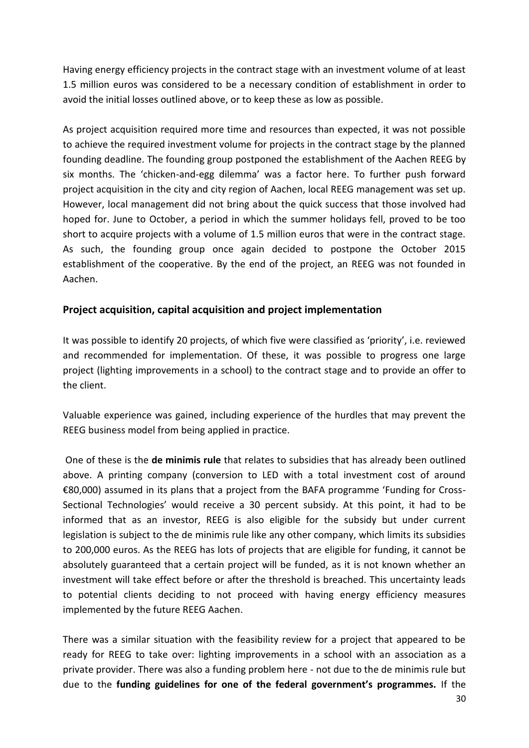Having energy efficiency projects in the contract stage with an investment volume of at least 1.5 million euros was considered to be a necessary condition of establishment in order to avoid the initial losses outlined above, or to keep these as low as possible.

As project acquisition required more time and resources than expected, it was not possible to achieve the required investment volume for projects in the contract stage by the planned founding deadline. The founding group postponed the establishment of the Aachen REEG by six months. The 'chicken-and-egg dilemma' was a factor here. To further push forward project acquisition in the city and city region of Aachen, local REEG management was set up. However, local management did not bring about the quick success that those involved had hoped for. June to October, a period in which the summer holidays fell, proved to be too short to acquire projects with a volume of 1.5 million euros that were in the contract stage. As such, the founding group once again decided to postpone the October 2015 establishment of the cooperative. By the end of the project, an REEG was not founded in Aachen.

## Project acquisition, capital acquisition and project implementation

It was possible to identify 20 projects, of which five were classified as 'priority', i.e. reviewed and recommended for implementation. Of these, it was possible to progress one large project (lighting improvements in a school) to the contract stage and to provide an offer to the client.

Valuable experience was gained, including experience of the hurdles that may prevent the REEG business model from being applied in practice.

One of these is the **de minimis rule** that relates to subsidies that has already been outlined above. A printing company (conversion to LED with a total investment cost of around €80,000) assumed in its plans that a project from the BAFA programme 'Funding for Cross-Sectional Technologies' would receive a 30 percent subsidy. At this point, it had to be informed that as an investor, REEG is also eligible for the subsidy but under current legislation is subject to the de minimis rule like any other company, which limits its subsidies to 200,000 euros. As the REEG has lots of projects that are eligible for funding, it cannot be absolutely guaranteed that a certain project will be funded, as it is not known whether an investment will take effect before or after the threshold is breached. This uncertainty leads to potential clients deciding to not proceed with having energy efficiency measures implemented by the future REEG Aachen.

There was a similar situation with the feasibility review for a project that appeared to be ready for REEG to take over: lighting improvements in a school with an association as a private provider. There was also a funding problem here - not due to the de minimis rule but due to the **funding guidelines for one of the federal government's programmes.** If the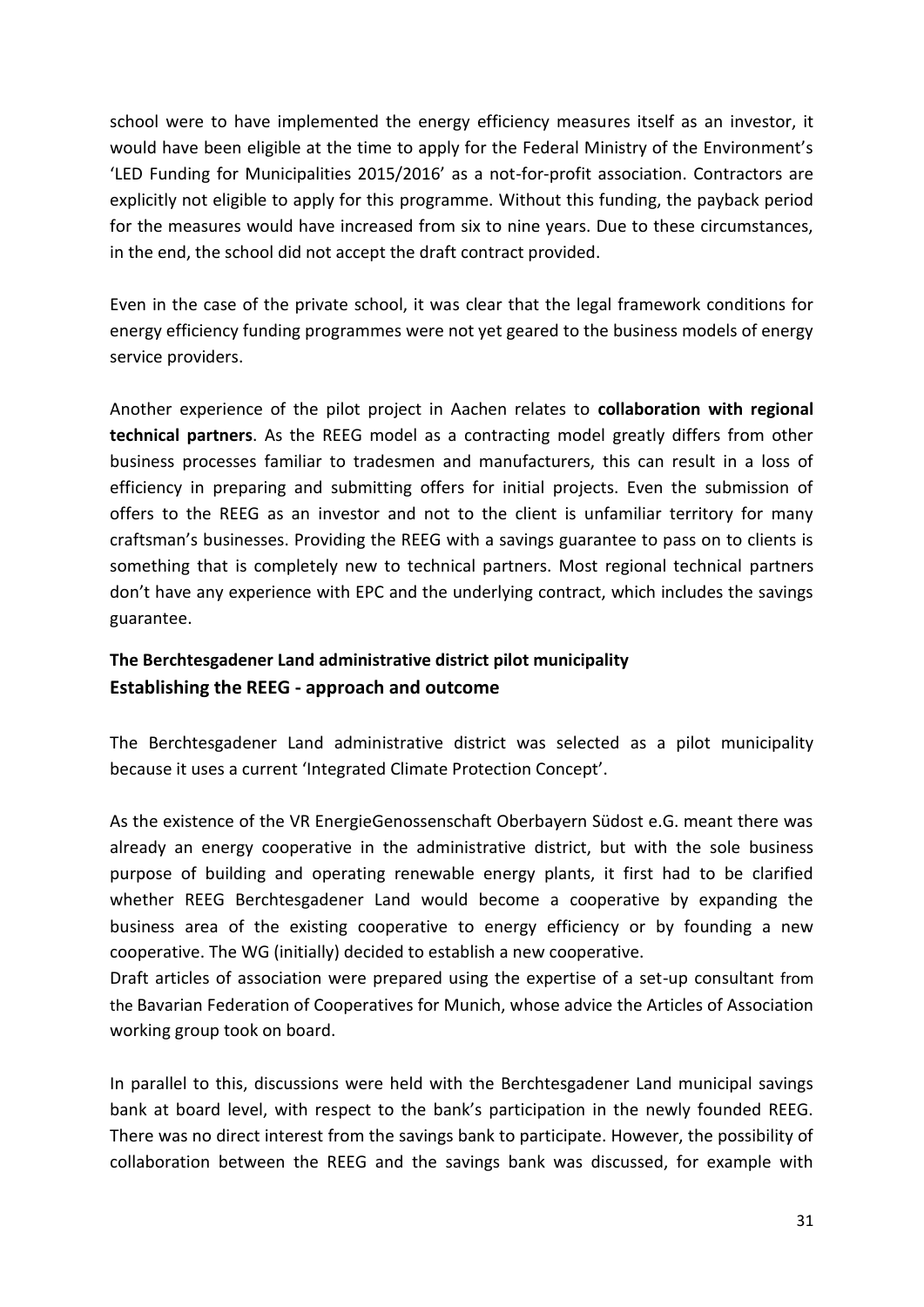school were to have implemented the energy efficiency measures itself as an investor, it would have been eligible at the time to apply for the Federal Ministry of the Environment's 'LED Funding for Municipalities 2015/2016' as a not-for-profit association. Contractors are explicitly not eligible to apply for this programme. Without this funding, the payback period for the measures would have increased from six to nine years. Due to these circumstances, in the end, the school did not accept the draft contract provided.

Even in the case of the private school, it was clear that the legal framework conditions for energy efficiency funding programmes were not yet geared to the business models of energy service providers.

Another experience of the pilot project in Aachen relates to **collaboration with regional technical partners**. As the REEG model as a contracting model greatly differs from other business processes familiar to tradesmen and manufacturers, this can result in a loss of efficiency in preparing and submitting offers for initial projects. Even the submission of offers to the REEG as an investor and not to the client is unfamiliar territory for many craftsman's businesses. Providing the REEG with a savings guarantee to pass on to clients is something that is completely new to technical partners. Most regional technical partners don't have any experience with EPC and the underlying contract, which includes the savings guarantee.

### The Berchtesgadener Land administrative district pilot municipality

### Establishing the REEG - approach and outcome

The Berchtesgadener Land administrative district was selected as a pilot municipality because it uses a current 'Integrated Climate Protection Concept'.

As the existence of the VR EnergieGenossenschaft Oberbayern Südost e.G. meant there was already an energy cooperative in the administrative district, but with the sole business purpose of building and operating renewable energy plants, it first had to be clarified whether REEG Berchtesgadener Land would become a cooperative by expanding the business area of the existing cooperative to energy efficiency or by founding a new cooperative. The WG (initially) decided to establish a new cooperative.
Draft articles of association were prepared using the expertise of a set-up consultant from the Bavarian Federation of Cooperatives for Munich, whose advice the Articles of Association working group took on board.

In parallel to this, discussions were held with the Berchtesgadener Land municipal savings bank at board level, with respect to the bank's participation in the newly founded REEG. There was no direct interest from the savings bank to participate. However, the possibility of collaboration between the REEG and the savings bank was discussed, for example with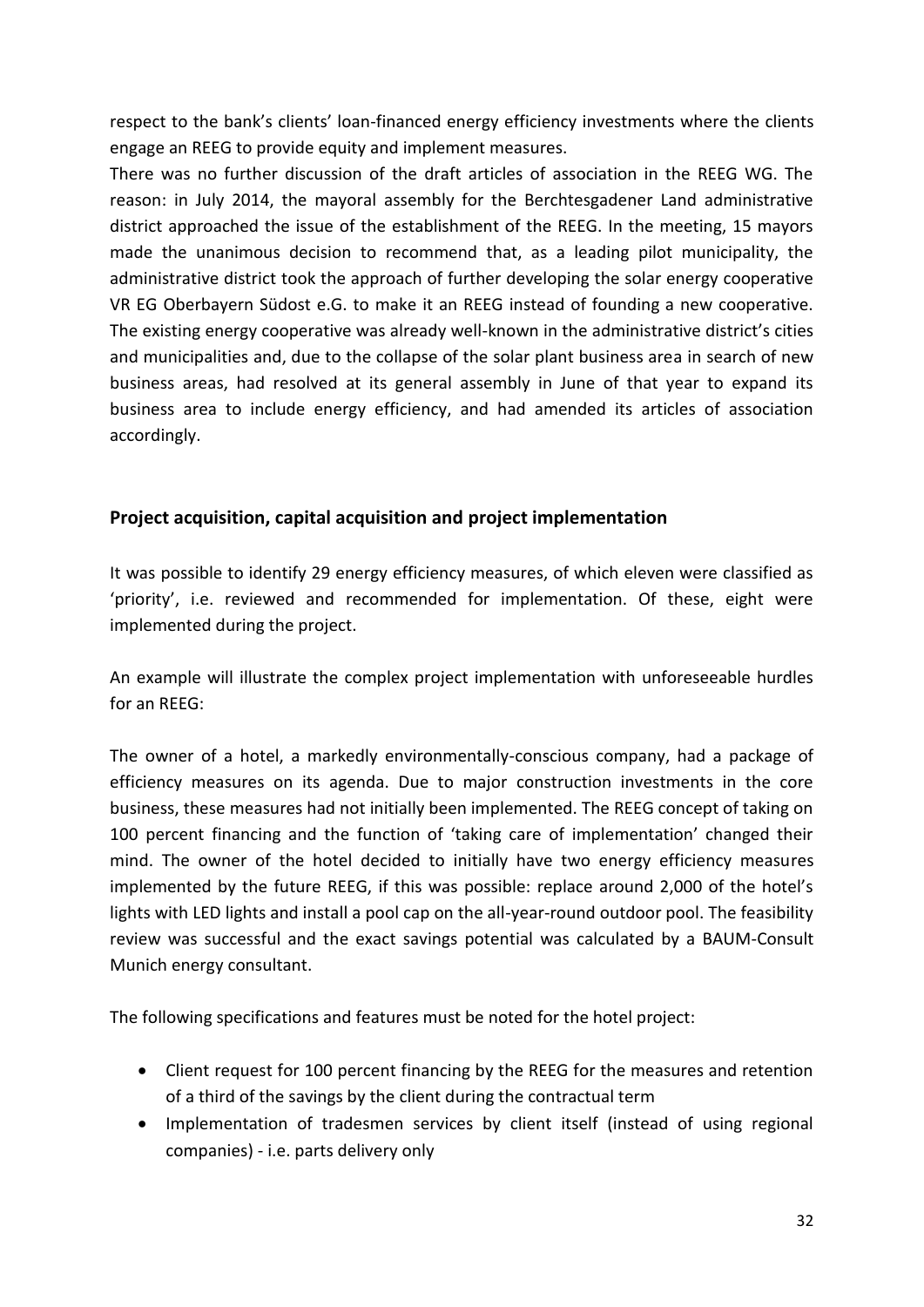respect to the bank's clients' loan-financed energy efficiency investments where the clients engage an REEG to provide equity and implement measures.

There was no further discussion of the draft articles of association in the REEG WG. The reason: in July 2014, the mayoral assembly for the Berchtesgadener Land administrative district approached the issue of the establishment of the REEG. In the meeting, 15 mayors made the unanimous decision to recommend that, as a leading pilot municipality, the administrative district took the approach of further developing the solar energy cooperative VR EG Oberbayern Südost e.G. to make it an REEG instead of founding a new cooperative. The existing energy cooperative was already well-known in the administrative district's cities and municipalities and, due to the collapse of the solar plant business area in search of new business areas, had resolved at its general assembly in June of that year to expand its business area to include energy efficiency, and had amended its articles of association accordingly.

## Project acquisition, capital acquisition and project implementation

It was possible to identify 29 energy efficiency measures, of which eleven were classified as 'priority', i.e. reviewed and recommended for implementation. Of these, eight were implemented during the project.

An example will illustrate the complex project implementation with unforeseeable hurdles for an REEG:

The owner of a hotel, a markedly environmentally-conscious company, had a package of efficiency measures on its agenda. Due to major construction investments in the core business, these measures had not initially been implemented. The REEG concept of taking on 100 percent financing and the function of 'taking care of implementation' changed their mind. The owner of the hotel decided to initially have two energy efficiency measures implemented by the future REEG, if this was possible: replace around 2,000 of the hotel's lights with LED lights and install a pool cap on the all-year-round outdoor pool. The feasibility review was successful and the exact savings potential was calculated by a BAUM-Consult Munich energy consultant.

The following specifications and features must be noted for the hotel project:

- Client request for 100 percent financing by the REEG for the measures and retention of a third of the savings by the client during the contractual term
- Implementation of tradesmen services by client itself (instead of using regional companies) - i.e. parts delivery only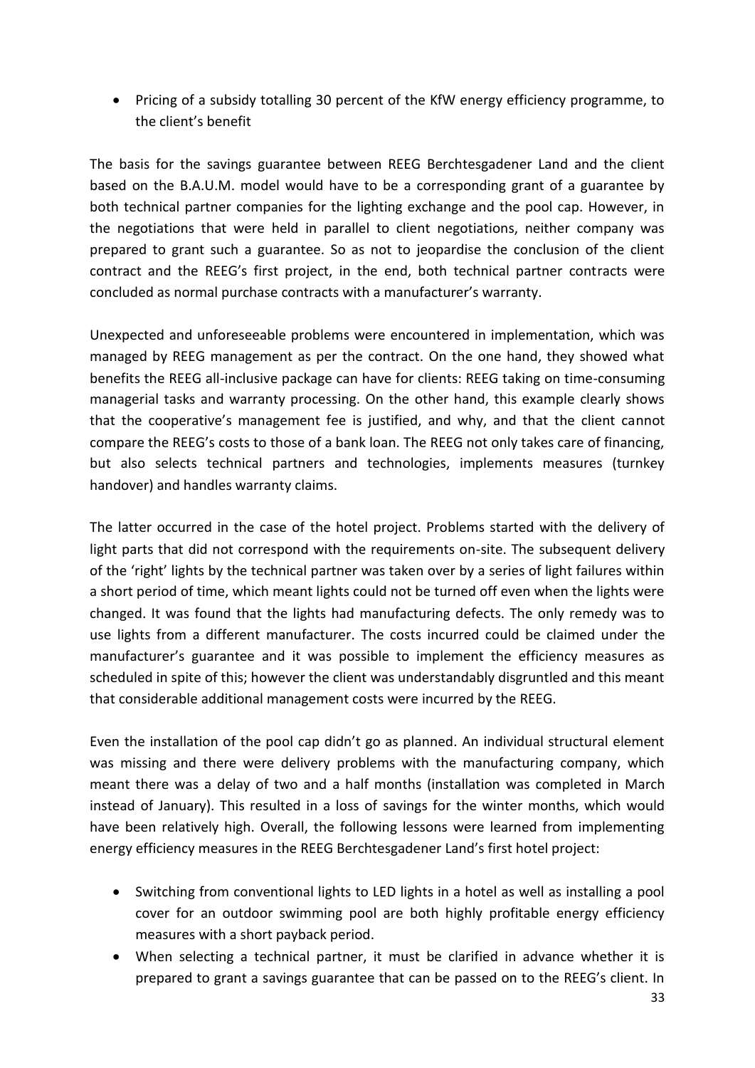- Pricing of a subsidy totalling 30 percent of the KfW energy efficiency programme, to the client's benefit

The basis for the savings guarantee between REEG Berchtesgadener Land and the client based on the B.A.U.M. model would have to be a corresponding grant of a guarantee by both technical partner companies for the lighting exchange and the pool cap. However, in the negotiations that were held in parallel to client negotiations, neither company was prepared to grant such a guarantee. So as not to jeopardise the conclusion of the client contract and the REEG's first project, in the end, both technical partner contracts were concluded as normal purchase contracts with a manufacturer's warranty.

Unexpected and unforeseeable problems were encountered in implementation, which was managed by REEG management as per the contract. On the one hand, they showed what benefits the REEG all-inclusive package can have for clients: REEG taking on time-consuming managerial tasks and warranty processing. On the other hand, this example clearly shows that the cooperative's management fee is justified, and why, and that the client cannot compare the REEG's costs to those of a bank loan. The REEG not only takes care of financing, but also selects technical partners and technologies, implements measures (turnkey handover) and handles warranty claims.

The latter occurred in the case of the hotel project. Problems started with the delivery of light parts that did not correspond with the requirements on-site. The subsequent delivery of the 'right' lights by the technical partner was taken over by a series of light failures within a short period of time, which meant lights could not be turned off even when the lights were changed. It was found that the lights had manufacturing defects. The only remedy was to use lights from a different manufacturer. The costs incurred could be claimed under the manufacturer's guarantee and it was possible to implement the efficiency measures as scheduled in spite of this; however the client was understandably disgruntled and this meant that considerable additional management costs were incurred by the REEG.

Even the installation of the pool cap didn't go as planned. An individual structural element was missing and there were delivery problems with the manufacturing company, which meant there was a delay of two and a half months (installation was completed in March instead of January). This resulted in a loss of savings for the winter months, which would have been relatively high. Overall, the following lessons were learned from implementing energy efficiency measures in the REEG Berchtesgadener Land's first hotel project:

- Switching from conventional lights to LED lights in a hotel as well as installing a pool cover for an outdoor swimming pool are both highly profitable energy efficiency measures with a short payback period.
- When selecting a technical partner, it must be clarified in advance whether it is prepared to grant a savings guarantee that can be passed on to the REEG's client. In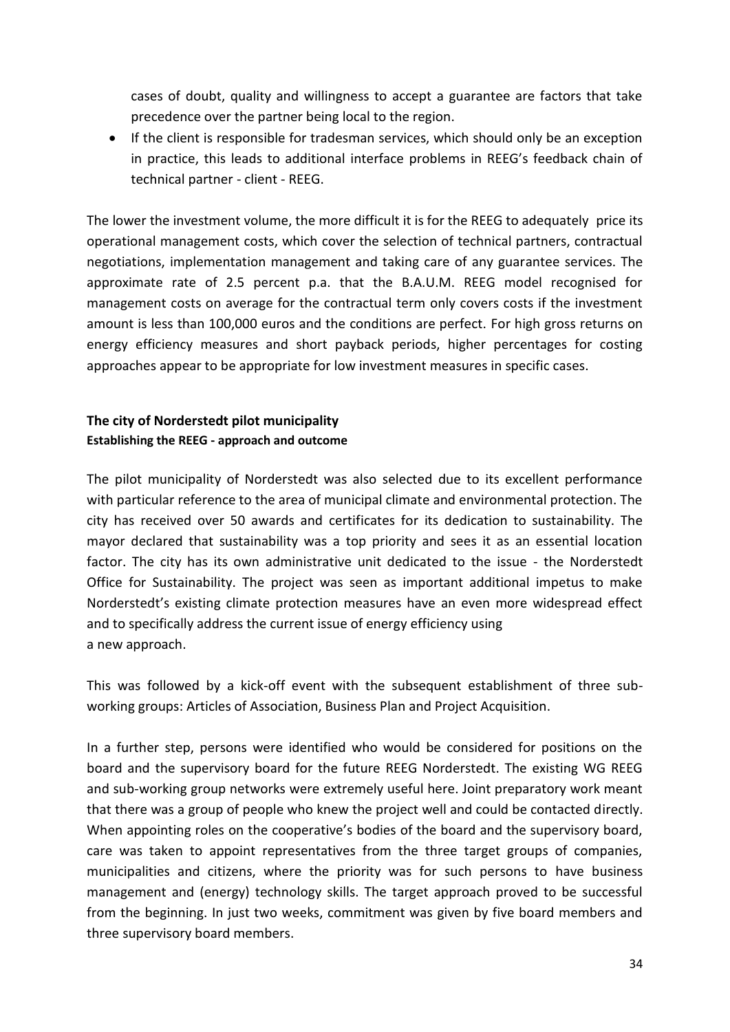cases of doubt, quality and willingness to accept a guarantee are factors that take precedence over the partner being local to the region.

- If the client is responsible for tradesman services, which should only be an exception in practice, this leads to additional interface problems in REEG's feedback chain of technical partner - client - REEG.

The lower the investment volume, the more difficult it is for the REEG to adequately price its operational management costs, which cover the selection of technical partners, contractual negotiations, implementation management and taking care of any guarantee services. The approximate rate of 2.5 percent p.a. that the B.A.U.M. REEG model recognised for management costs on average for the contractual term only covers costs if the investment amount is less than 100,000 euros and the conditions are perfect. For high gross returns on energy efficiency measures and short payback periods, higher percentages for costing approaches appear to be appropriate for low investment measures in specific cases.

## The city of Norderstedt pilot municipality

### Establishing the REEG - approach and outcome

The pilot municipality of Norderstedt was also selected due to its excellent performance with particular reference to the area of municipal climate and environmental protection. The city has received over 50 awards and certificates for its dedication to sustainability. The mayor declared that sustainability was a top priority and sees it as an essential location factor. The city has its own administrative unit dedicated to the issue - the Norderstedt Office for Sustainability. The project was seen as important additional impetus to make Norderstedt's existing climate protection measures have an even more widespread effect and to specifically address the current issue of energy efficiency using a new approach.

This was followed by a kick-off event with the subsequent establishment of three sub-working groups: Articles of Association, Business Plan and Project Acquisition.

In a further step, persons were identified who would be considered for positions on the board and the supervisory board for the future REEG Norderstedt. The existing WG REEG and sub-working group networks were extremely useful here. Joint preparatory work meant that there was a group of people who knew the project well and could be contacted directly. When appointing roles on the cooperative's bodies of the board and the supervisory board, care was taken to appoint representatives from the three target groups of companies, municipalities and citizens, where the priority was for such persons to have business management and (energy) technology skills. The target approach proved to be successful from the beginning. In just two weeks, commitment was given by five board members and three supervisory board members.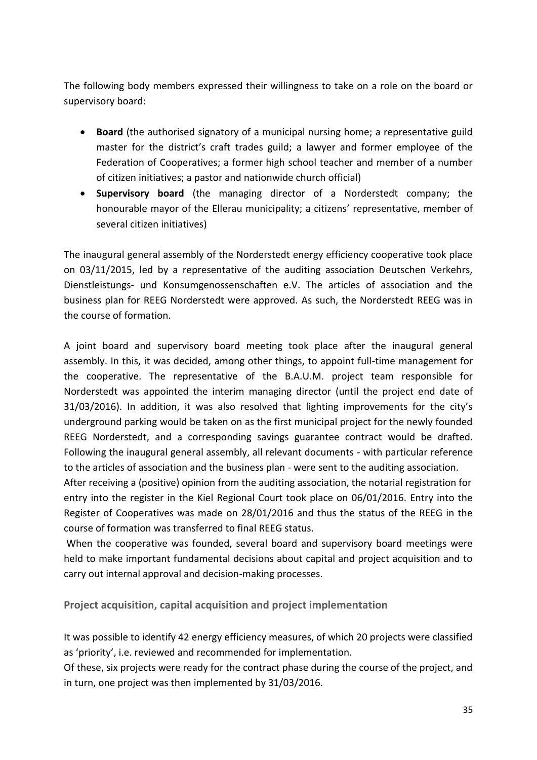The following body members expressed their willingness to take on a role on the board or supervisory board:

- **Board** (the authorised signatory of a municipal nursing home; a representative guild master for the district's craft trades guild; a lawyer and former employee of the Federation of Cooperatives; a former high school teacher and member of a number of citizen initiatives; a pastor and nationwide church official)
- **Supervisory board** (the managing director of a Norderstedt company; the honourable mayor of the Ellerau municipality; a citizens' representative, member of several citizen initiatives)

The inaugural general assembly of the Norderstedt energy efficiency cooperative took place on 03/11/2015, led by a representative of the auditing association Deutschen Verkehrs, Dienstleistungs- und Konsumgenossenschaften e.V. The articles of association and the business plan for REEG Norderstedt were approved. As such, the Norderstedt REEG was in the course of formation.

A joint board and supervisory board meeting took place after the inaugural general assembly. In this, it was decided, among other things, to appoint full-time management for the cooperative. The representative of the B.A.U.M. project team responsible for Norderstedt was appointed the interim managing director (until the project end date of 31/03/2016). In addition, it was also resolved that lighting improvements for the city's underground parking would be taken on as the first municipal project for the newly founded REEG Norderstedt, and a corresponding savings guarantee contract would be drafted. Following the inaugural general assembly, all relevant documents - with particular reference to the articles of association and the business plan - were sent to the auditing association.

After receiving a (positive) opinion from the auditing association, the notarial registration for entry into the register in the Kiel Regional Court took place on 06/01/2016. Entry into the Register of Cooperatives was made on 28/01/2016 and thus the status of the REEG in the course of formation was transferred to final REEG status.

When the cooperative was founded, several board and supervisory board meetings were held to make important fundamental decisions about capital and project acquisition and to carry out internal approval and decision-making processes.

### Project acquisition, capital acquisition and project implementation

It was possible to identify 42 energy efficiency measures, of which 20 projects were classified as 'priority', i.e. reviewed and recommended for implementation.

Of these, six projects were ready for the contract phase during the course of the project, and in turn, one project was then implemented by 31/03/2016.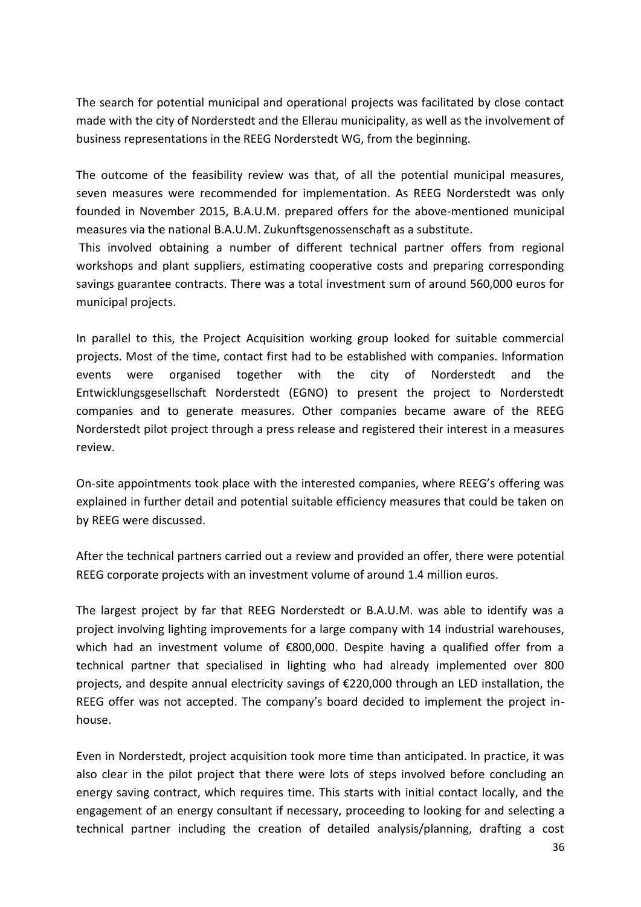The search for potential municipal and operational projects was facilitated by close contact made with the city of Norderstedt and the Ellerau municipality, as well as the involvement of business representations in the REEG Norderstedt WG, from the beginning.

The outcome of the feasibility review was that, of all the potential municipal measures, seven measures were recommended for implementation. As REEG Norderstedt was only founded in November 2015, B.A.U.M. prepared offers for the above-mentioned municipal measures via the national B.A.U.M. Zukunftsgenossenschaft as a substitute.

This involved obtaining a number of different technical partner offers from regional workshops and plant suppliers, estimating cooperative costs and preparing corresponding savings guarantee contracts. There was a total investment sum of around 560,000 euros for municipal projects.

In parallel to this, the Project Acquisition working group looked for suitable commercial projects. Most of the time, contact first had to be established with companies. Information events were organised together with the city of Norderstedt and the Entwicklungsgesellschaft Norderstedt (EGNO) to present the project to Norderstedt companies and to generate measures. Other companies became aware of the REEG Norderstedt pilot project through a press release and registered their interest in a measures review.

On-site appointments took place with the interested companies, where REEG's offering was explained in further detail and potential suitable efficiency measures that could be taken on by REEG were discussed.

After the technical partners carried out a review and provided an offer, there were potential REEG corporate projects with an investment volume of around 1.4 million euros.

The largest project by far that REEG Norderstedt or B.A.U.M. was able to identify was a project involving lighting improvements for a large company with 14 industrial warehouses, which had an investment volume of €800,000. Despite having a qualified offer from a technical partner that specialised in lighting who had already implemented over 800 projects, and despite annual electricity savings of €220,000 through an LED installation, the REEG offer was not accepted. The company's board decided to implement the project in-house.

Even in Norderstedt, project acquisition took more time than anticipated. In practice, it was also clear in the pilot project that there were lots of steps involved before concluding an energy saving contract, which requires time. This starts with initial contact locally, and the engagement of an energy consultant if necessary, proceeding to looking for and selecting a technical partner including the creation of detailed analysis/planning, drafting a cost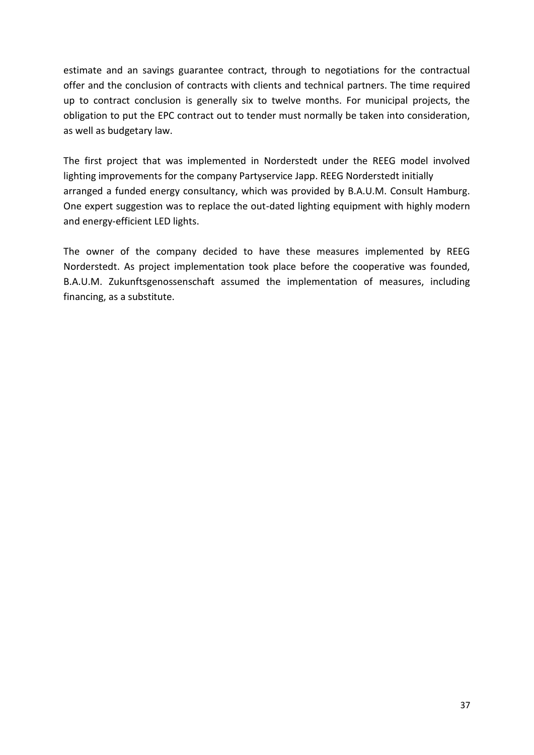estimate and an savings guarantee contract, through to negotiations for the contractual offer and the conclusion of contracts with clients and technical partners. The time required up to contract conclusion is generally six to twelve months. For municipal projects, the obligation to put the EPC contract out to tender must normally be taken into consideration, as well as budgetary law.

The first project that was implemented in Norderstedt under the REEG model involved lighting improvements for the company Partyservice Japp. REEG Norderstedt initially arranged a funded energy consultancy, which was provided by B.A.U.M. Consult Hamburg. One expert suggestion was to replace the out-dated lighting equipment with highly modern and energy-efficient LED lights.

The owner of the company decided to have these measures implemented by REEG Norderstedt. As project implementation took place before the cooperative was founded, B.A.U.M. Zukunftsgenossenschaft assumed the implementation of measures, including financing, as a substitute.